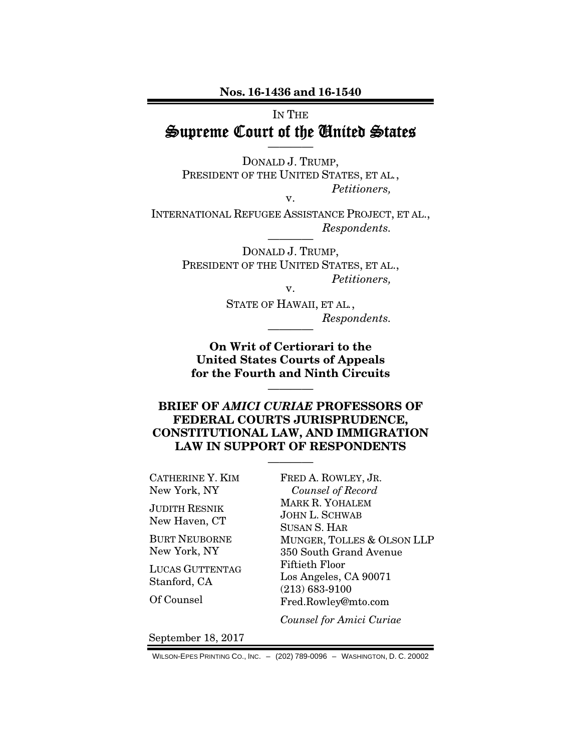**Nos. 16-1436 and 16-1540**

IN THE

# Supreme Court of the United States

————

DONALD J. TRUMP,
PRESIDENT OF THE UNITED STATES, ET AL.,
*Petitioners,*

v.

INTERNATIONAL REFUGEE ASSISTANCE PROJECT, ET AL.,
*Respondents.*

————

DONALD J. TRUMP,
PRESIDENT OF THE UNITED STATES, ET AL.,
*Petitioners,*

v.

STATE OF HAWAII, ET AL.,
*Respondents.*

————

**On Writ of Certiorari to the United States Courts of Appeals for the Fourth and Ninth Circuits**

————

## BRIEF OF *AMICI CURIAE* PROFESSORS OF FEDERAL COURTS JURISPRUDENCE, CONSTITUTIONAL LAW, AND IMMIGRATION LAW IN SUPPORT OF RESPONDENTS

————

CATHERINE Y. KIM
New York, NY

JUDITH RESNIK
New Haven, CT

BURT NEUBORNE
New York, NY

LUCAS GUTTENTAG
Stanford, CA

Of Counsel

FRED A. ROWLEY, JR.
*Counsel of Record*
MARK R. YOHALEM
JOHN L. SCHWAB
SUSAN S. HAR
MUNGER, TOLLES & OLSON LLP
350 South Grand Avenue
Fiftieth Floor
Los Angeles, CA 90071
(213) 683-9100
Fred.Rowley@mto.com

*Counsel for Amici Curiae*

September 18, 2017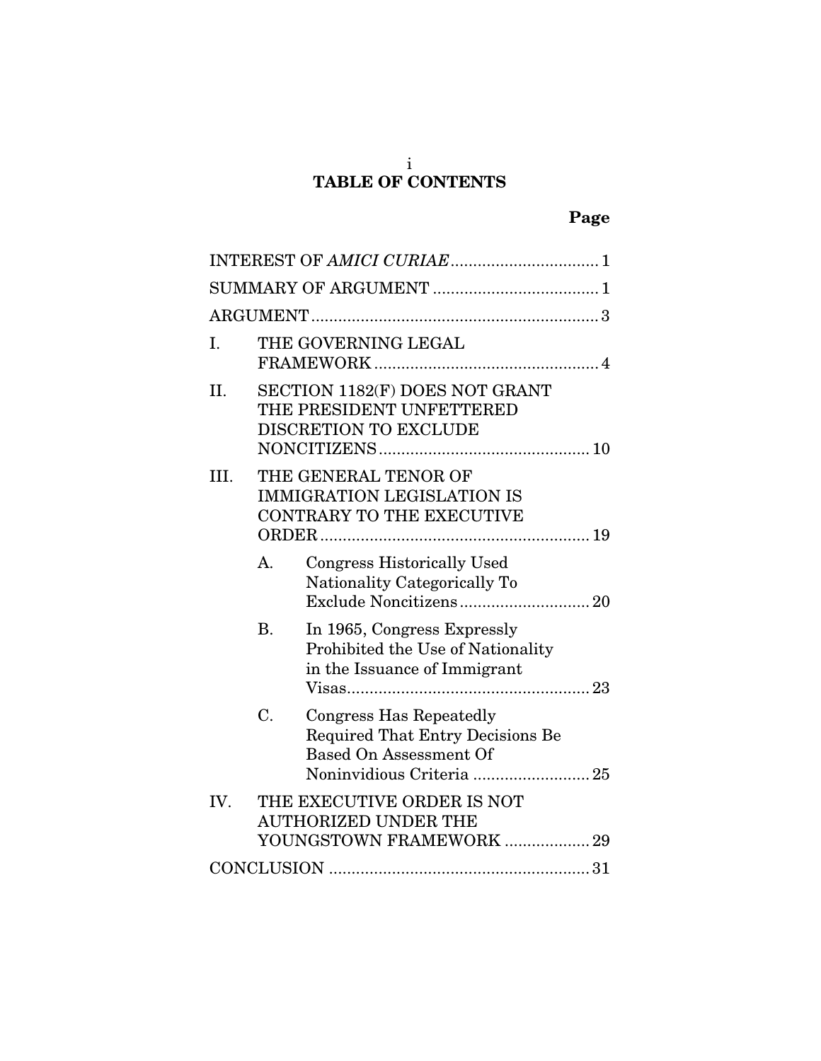# TABLE OF CONTENTS

| | Page |
|---|---|
| INTEREST OF *AMICI CURIAE* | 1 |
| SUMMARY OF ARGUMENT | 1 |
| ARGUMENT | 3 |
| I. THE GOVERNING LEGAL FRAMEWORK | 4 |
| II. SECTION 1182(F) DOES NOT GRANT THE PRESIDENT UNFETTERED DISCRETION TO EXCLUDE NONCITIZENS | 10 |
| III. THE GENERAL TENOR OF IMMIGRATION LEGISLATION IS CONTRARY TO THE EXECUTIVE ORDER | 19 |
| A. Congress Historically Used Nationality Categorically To Exclude Noncitizens | 20 |
| B. In 1965, Congress Expressly Prohibited the Use of Nationality in the Issuance of Immigrant Visas | 23 |
| C. Congress Has Repeatedly Required That Entry Decisions Be Based On Assessment Of Noninvidious Criteria | 25 |
| IV. THE EXECUTIVE ORDER IS NOT AUTHORIZED UNDER THE YOUNGSTOWN FRAMEWORK | 29 |
| CONCLUSION | 31 |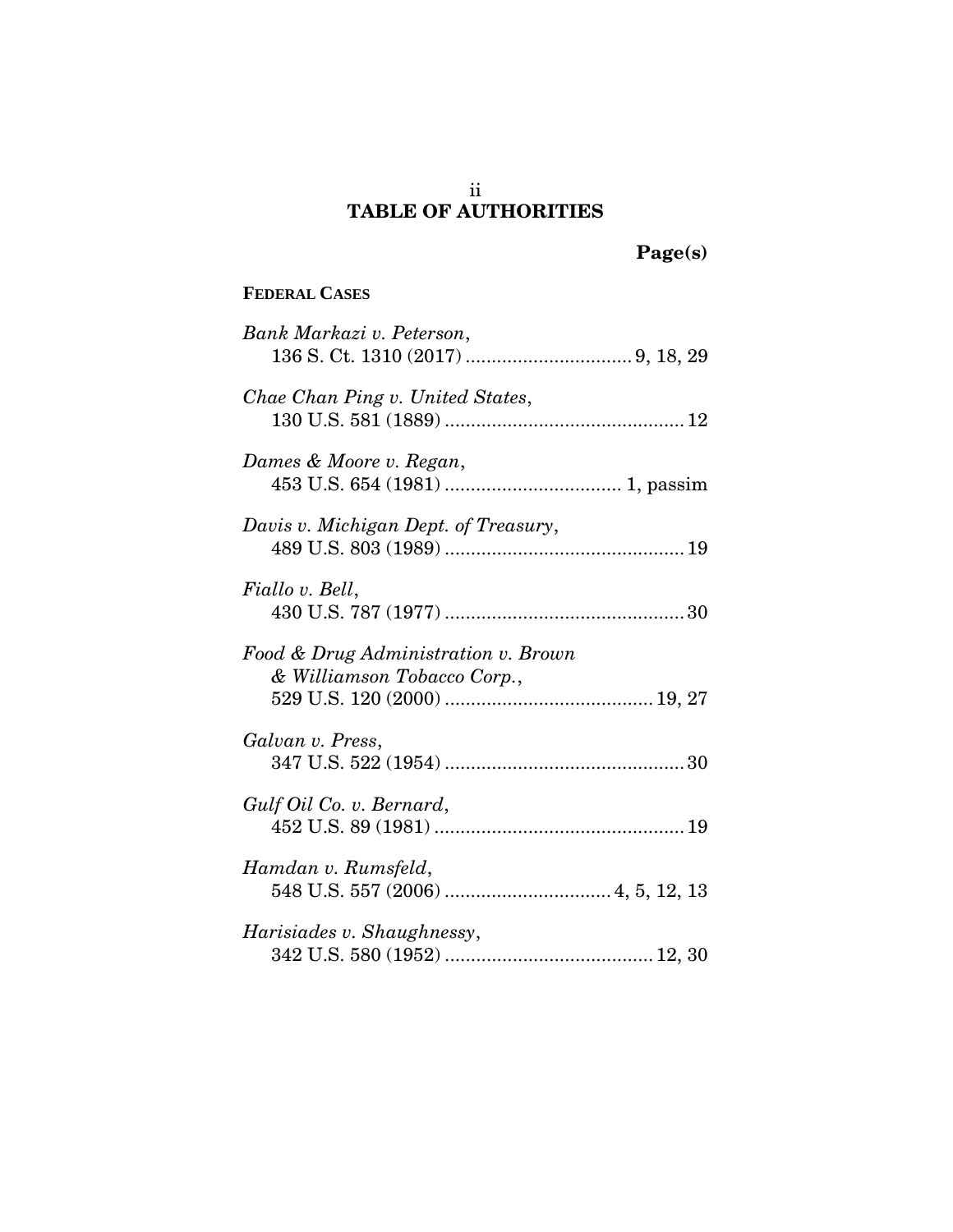# TABLE OF AUTHORITIES

**Page(s)**

**FEDERAL CASES**

*Bank Markazi v. Peterson*,
136 S. Ct. 1310 (2017) ................................ 9, 18, 29

*Chae Chan Ping v. United States*,
130 U.S. 581 (1889) .............................................. 12

*Dames & Moore v. Regan*,
453 U.S. 654 (1981) .................................. 1, passim

*Davis v. Michigan Dept. of Treasury*,
489 U.S. 803 (1989) .............................................. 19

*Fiallo v. Bell*,
430 U.S. 787 (1977) .............................................. 30

*Food & Drug Administration v. Brown & Williamson Tobacco Corp.*,
529 U.S. 120 (2000) ........................................ 19, 27

*Galvan v. Press*,
347 U.S. 522 (1954) .............................................. 30

*Gulf Oil Co. v. Bernard*,
452 U.S. 89 (1981) ................................................ 19

*Hamdan v. Rumsfeld*,
548 U.S. 557 (2006) ................................ 4, 5, 12, 13

*Harisiades v. Shaughnessy*,
342 U.S. 580 (1952) ........................................ 12, 30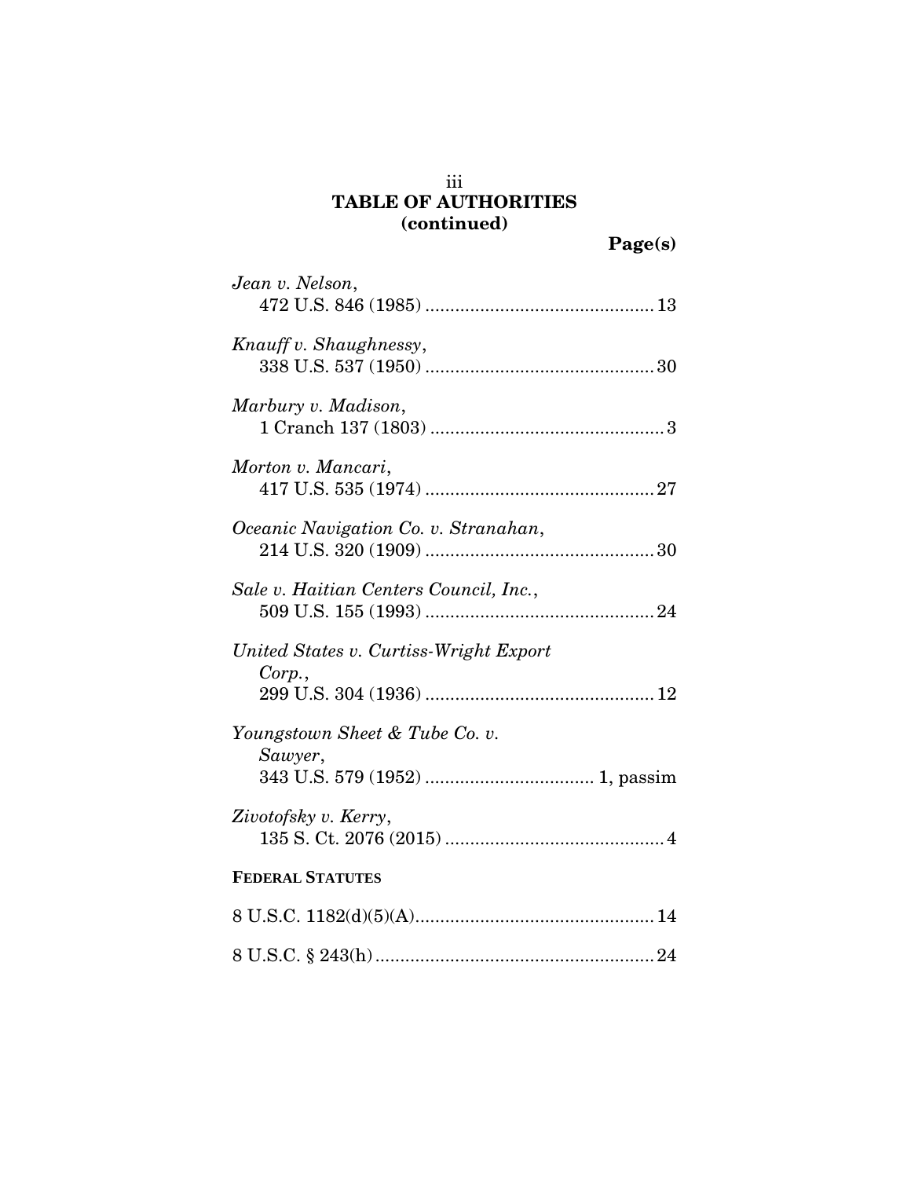## TABLE OF AUTHORITIES
## (continued)

**Page(s)**

*Jean v. Nelson*,
472 U.S. 846 (1985) .............................................13

*Knauff v. Shaughnessy*,
338 U.S. 537 (1950) .............................................30

*Marbury v. Madison*,
1 Cranch 137 (1803) ...............................................3

*Morton v. Mancari*,
417 U.S. 535 (1974) .............................................27

*Oceanic Navigation Co. v. Stranahan*,
214 U.S. 320 (1909) .............................................30

*Sale v. Haitian Centers Council, Inc.*,
509 U.S. 155 (1993) .............................................24

*United States v. Curtiss-Wright Export Corp.*,
299 U.S. 304 (1936) .............................................12

*Youngstown Sheet & Tube Co. v. Sawyer*,
343 U.S. 579 (1952) .................................. 1, passim

*Zivotofsky v. Kerry*,
135 S. Ct. 2076 (2015) ............................................4

**FEDERAL STATUTES**

8 U.S.C. 1182(d)(5)(A)................................................14

8 U.S.C. § 243(h) .......................................................24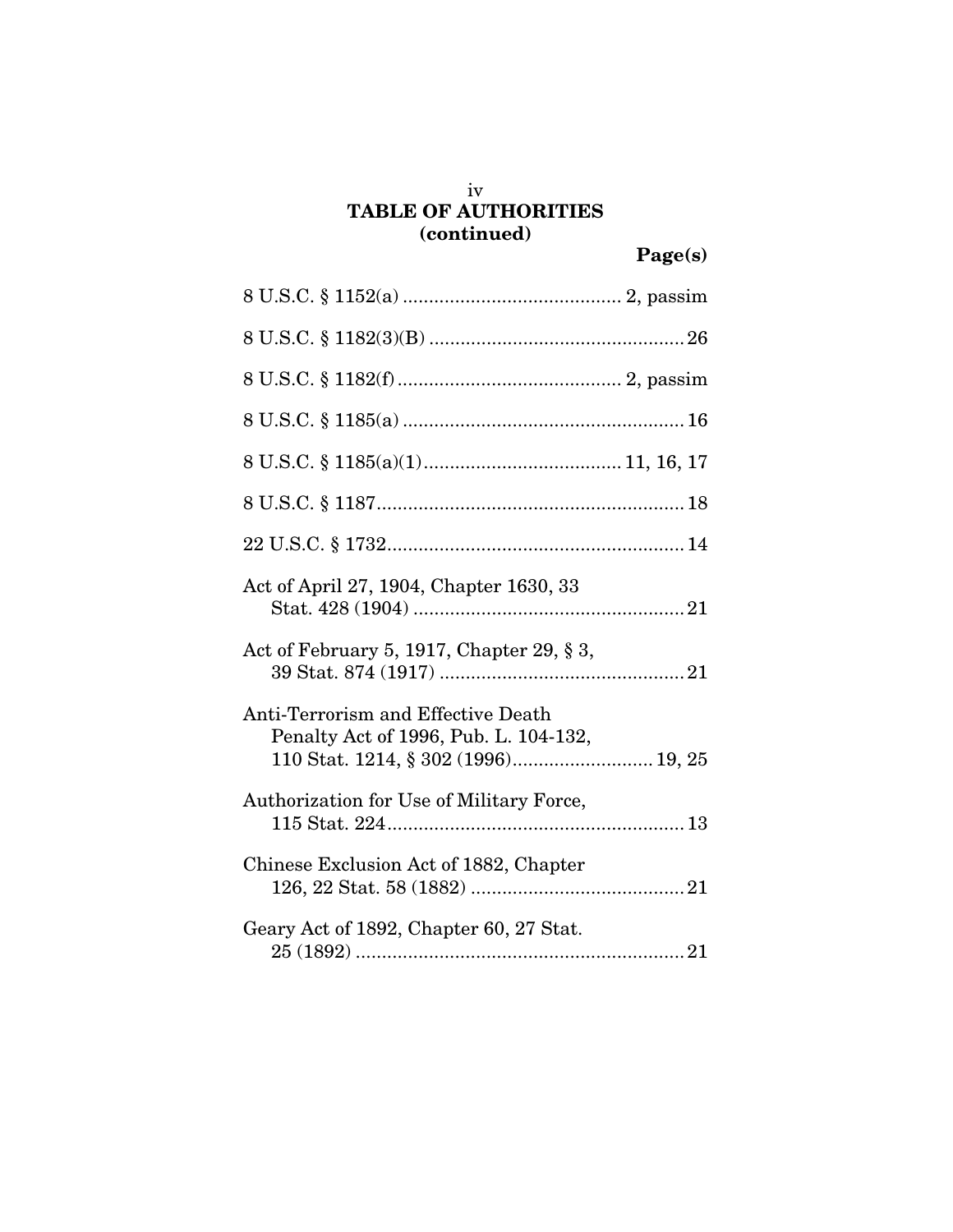## TABLE OF AUTHORITIES
## (continued)

**Page(s)**

8 U.S.C. § 1152(a) .......................................... 2, passim

8 U.S.C. § 1182(3)(B) ................................................ 26

8 U.S.C. § 1182(f) .......................................... 2, passim

8 U.S.C. § 1185(a) ..................................................... 16

8 U.S.C. § 1185(a)(1) ...................................... 11, 16, 17

8 U.S.C. § 1187 .......................................................... 18

22 U.S.C. § 1732 ......................................................... 14

Act of April 27, 1904, Chapter 1630, 33 Stat. 428 (1904) .................................................... 21

Act of February 5, 1917, Chapter 29, § 3, 39 Stat. 874 (1917) ............................................... 21

Anti-Terrorism and Effective Death Penalty Act of 1996, Pub. L. 104-132, 110 Stat. 1214, § 302 (1996) .......................... 19, 25

Authorization for Use of Military Force, 115 Stat. 224 ......................................................... 13

Chinese Exclusion Act of 1882, Chapter 126, 22 Stat. 58 (1882) ......................................... 21

Geary Act of 1892, Chapter 60, 27 Stat. 25 (1892) ............................................................... 21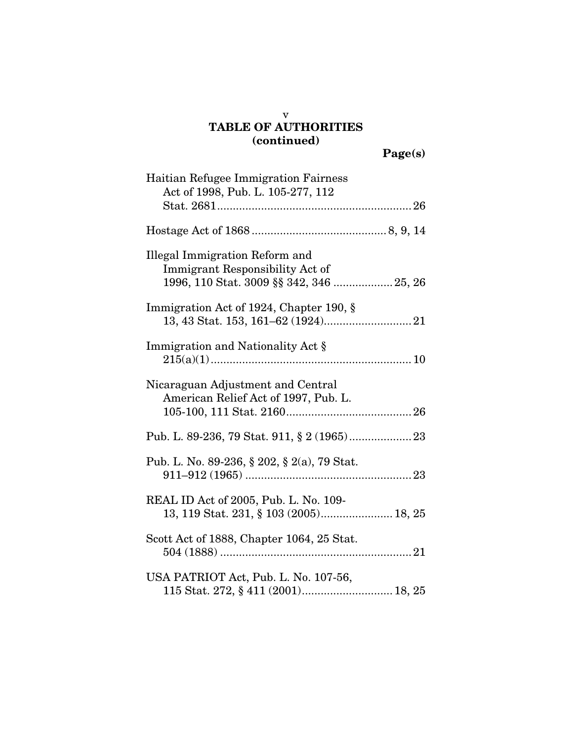**TABLE OF AUTHORITIES**
**(continued)**

**Page(s)**

Haitian Refugee Immigration Fairness Act of 1998, Pub. L. 105-277, 112 Stat. 2681 .......... 26

Hostage Act of 1868 .......... 8, 9, 14

Illegal Immigration Reform and Immigrant Responsibility Act of 1996, 110 Stat. 3009 §§ 342, 346 .......... 25, 26

Immigration Act of 1924, Chapter 190, § 13, 43 Stat. 153, 161–62 (1924) .......... 21

Immigration and Nationality Act § 215(a)(1) .......... 10

Nicaraguan Adjustment and Central American Relief Act of 1997, Pub. L. 105-100, 111 Stat. 2160 .......... 26

Pub. L. 89-236, 79 Stat. 911, § 2 (1965) .......... 23

Pub. L. No. 89-236, § 202, § 2(a), 79 Stat. 911–912 (1965) .......... 23

REAL ID Act of 2005, Pub. L. No. 109-13, 119 Stat. 231, § 103 (2005) .......... 18, 25

Scott Act of 1888, Chapter 1064, 25 Stat. 504 (1888) .......... 21

USA PATRIOT Act, Pub. L. No. 107-56, 115 Stat. 272, § 411 (2001) .......... 18, 25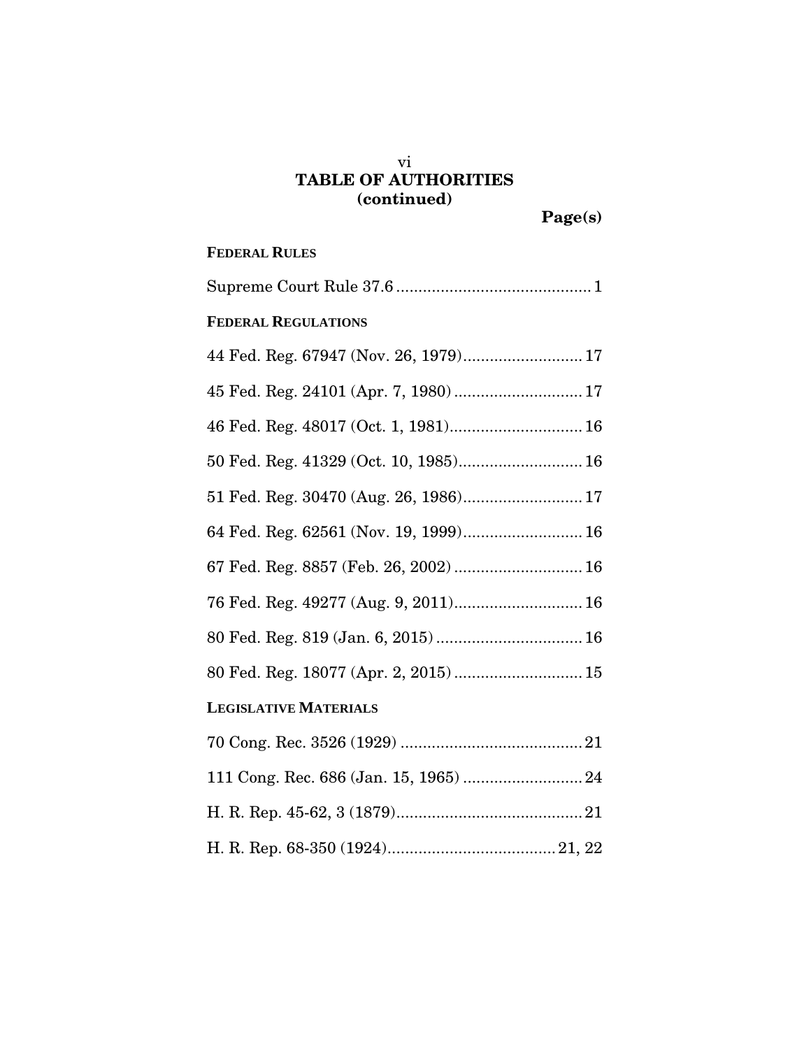## TABLE OF AUTHORITIES
### (continued)

**Page(s)**

**FEDERAL RULES**

Supreme Court Rule 37.6 ............................................ 1

**FEDERAL REGULATIONS**

44 Fed. Reg. 67947 (Nov. 26, 1979)........................... 17

45 Fed. Reg. 24101 (Apr. 7, 1980) ............................. 17

46 Fed. Reg. 48017 (Oct. 1, 1981).............................. 16

50 Fed. Reg. 41329 (Oct. 10, 1985)............................ 16

51 Fed. Reg. 30470 (Aug. 26, 1986)........................... 17

64 Fed. Reg. 62561 (Nov. 19, 1999)........................... 16

67 Fed. Reg. 8857 (Feb. 26, 2002) ............................. 16

76 Fed. Reg. 49277 (Aug. 9, 2011)............................. 16

80 Fed. Reg. 819 (Jan. 6, 2015) ................................. 16

80 Fed. Reg. 18077 (Apr. 2, 2015) ............................. 15

**LEGISLATIVE MATERIALS**

70 Cong. Rec. 3526 (1929) ......................................... 21

111 Cong. Rec. 686 (Jan. 15, 1965) ........................... 24

H. R. Rep. 45-62, 3 (1879).......................................... 21

H. R. Rep. 68-350 (1924)...................................... 21, 22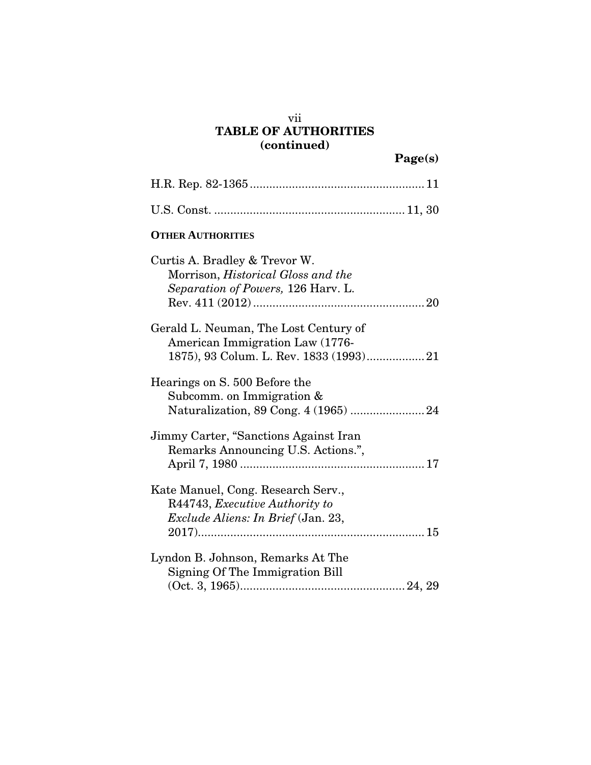## TABLE OF AUTHORITIES (continued)

**Page(s)**

H.R. Rep. 82-1365 ..................................................... 11

U.S. Const. .......................................................... 11, 30

**OTHER AUTHORITIES**

Curtis A. Bradley & Trevor W. Morrison, *Historical Gloss and the Separation of Powers,* 126 Harv. L. Rev. 411 (2012) .................................................... 20

Gerald L. Neuman, The Lost Century of American Immigration Law (1776-1875), 93 Colum. L. Rev. 1833 (1993) .................. 21

Hearings on S. 500 Before the Subcomm. on Immigration & Naturalization, 89 Cong. 4 (1965) ....................... 24

Jimmy Carter, "Sanctions Against Iran Remarks Announcing U.S. Actions.", April 7, 1980 ......................................................... 17

Kate Manuel, Cong. Research Serv., R44743, *Executive Authority to Exclude Aliens: In Brief* (Jan. 23, 2017) ...................................................................... 15

Lyndon B. Johnson, Remarks At The Signing Of The Immigration Bill (Oct. 3, 1965) .................................................. 24, 29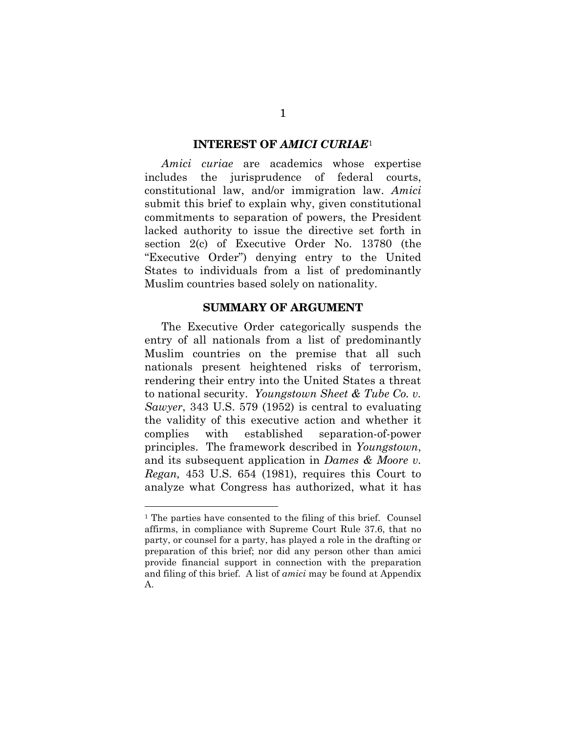## INTEREST OF *AMICI CURIAE*[1]

*Amici curiae* are academics whose expertise includes the jurisprudence of federal courts, constitutional law, and/or immigration law. *Amici* submit this brief to explain why, given constitutional commitments to separation of powers, the President lacked authority to issue the directive set forth in section 2(c) of Executive Order No. 13780 (the "Executive Order") denying entry to the United States to individuals from a list of predominantly Muslim countries based solely on nationality.

## SUMMARY OF ARGUMENT

The Executive Order categorically suspends the entry of all nationals from a list of predominantly Muslim countries on the premise that all such nationals present heightened risks of terrorism, rendering their entry into the United States a threat to national security. *Youngstown Sheet & Tube Co. v. Sawyer*, 343 U.S. 579 (1952) is central to evaluating the validity of this executive action and whether it complies with established separation-of-power principles. The framework described in *Youngstown*, and its subsequent application in *Dames & Moore v. Regan,* 453 U.S. 654 (1981), requires this Court to analyze what Congress has authorized, what it has

---

[1] The parties have consented to the filing of this brief. Counsel affirms, in compliance with Supreme Court Rule 37.6, that no party, or counsel for a party, has played a role in the drafting or preparation of this brief; nor did any person other than amici provide financial support in connection with the preparation and filing of this brief. A list of *amici* may be found at Appendix A.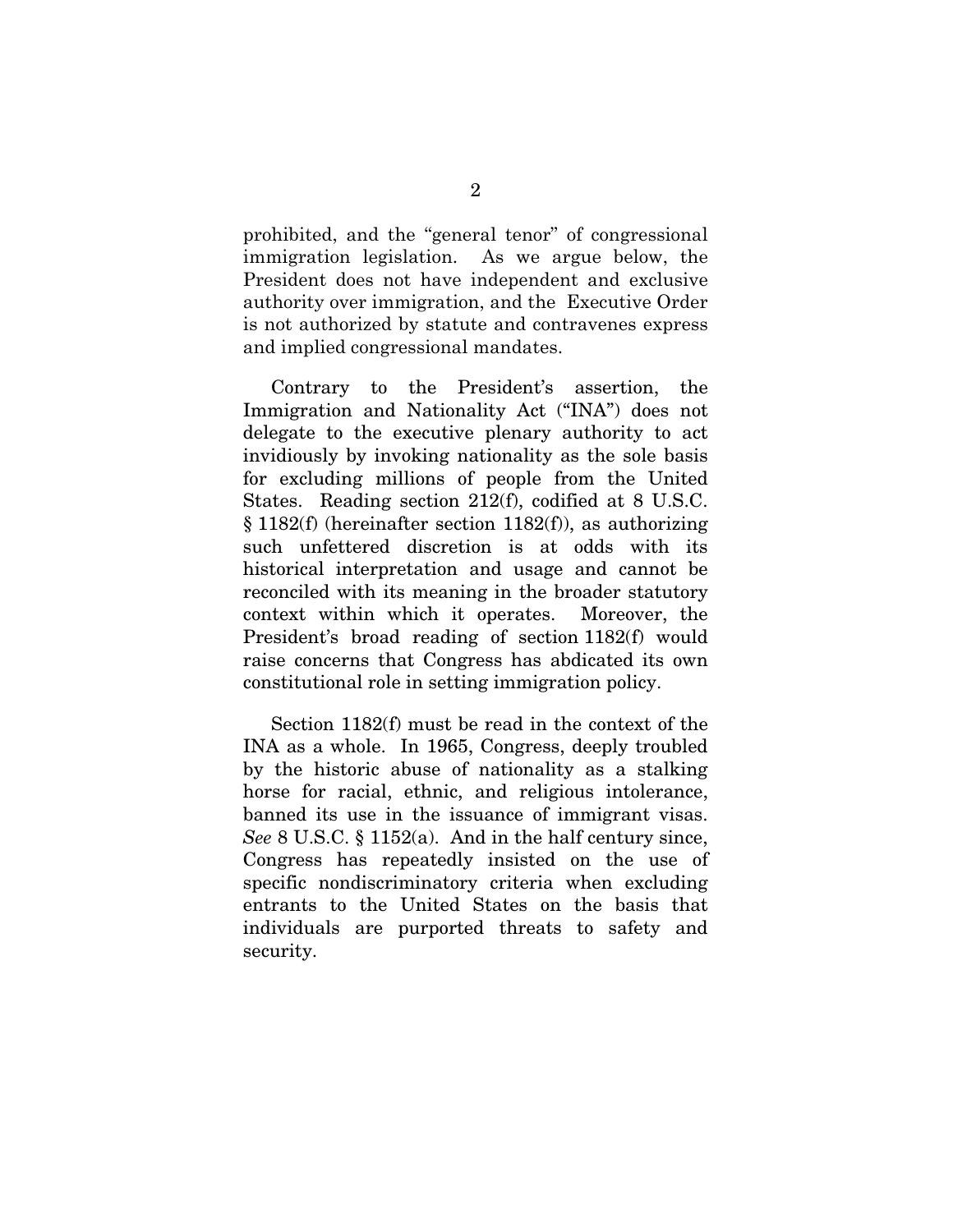prohibited, and the "general tenor" of congressional immigration legislation. As we argue below, the President does not have independent and exclusive authority over immigration, and the Executive Order is not authorized by statute and contravenes express and implied congressional mandates.

Contrary to the President's assertion, the Immigration and Nationality Act ("INA") does not delegate to the executive plenary authority to act invidiously by invoking nationality as the sole basis for excluding millions of people from the United States. Reading section 212(f), codified at 8 U.S.C. § 1182(f) (hereinafter section 1182(f)), as authorizing such unfettered discretion is at odds with its historical interpretation and usage and cannot be reconciled with its meaning in the broader statutory context within which it operates. Moreover, the President's broad reading of section 1182(f) would raise concerns that Congress has abdicated its own constitutional role in setting immigration policy.

Section 1182(f) must be read in the context of the INA as a whole. In 1965, Congress, deeply troubled by the historic abuse of nationality as a stalking horse for racial, ethnic, and religious intolerance, banned its use in the issuance of immigrant visas. *See* 8 U.S.C. § 1152(a). And in the half century since, Congress has repeatedly insisted on the use of specific nondiscriminatory criteria when excluding entrants to the United States on the basis that individuals are purported threats to safety and security.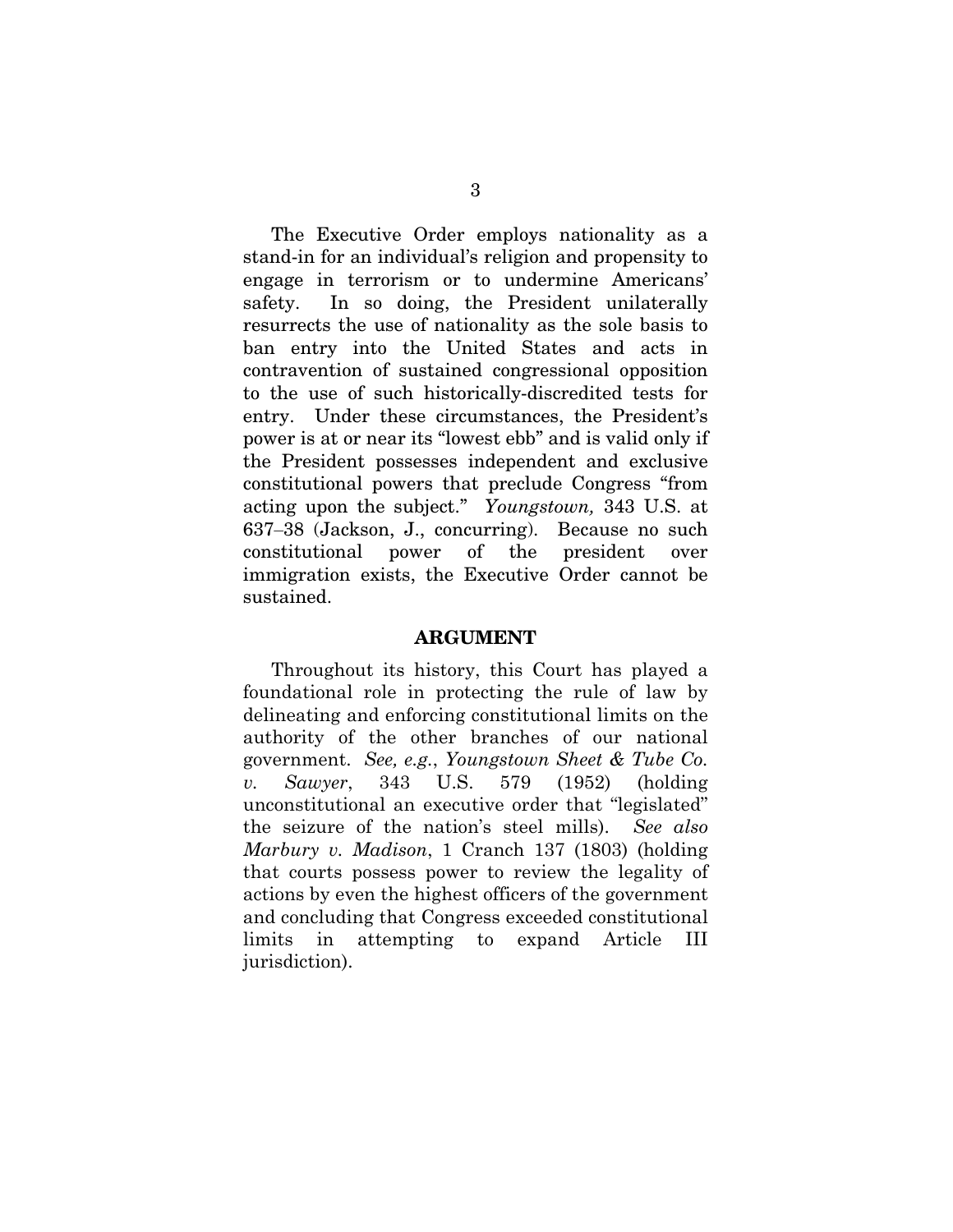The Executive Order employs nationality as a stand-in for an individual's religion and propensity to engage in terrorism or to undermine Americans' safety. In so doing, the President unilaterally resurrects the use of nationality as the sole basis to ban entry into the United States and acts in contravention of sustained congressional opposition to the use of such historically-discredited tests for entry. Under these circumstances, the President's power is at or near its "lowest ebb" and is valid only if the President possesses independent and exclusive constitutional powers that preclude Congress "from acting upon the subject." *Youngstown,* 343 U.S. at 637–38 (Jackson, J., concurring). Because no such constitutional power of the president over immigration exists, the Executive Order cannot be sustained.

## ARGUMENT

Throughout its history, this Court has played a foundational role in protecting the rule of law by delineating and enforcing constitutional limits on the authority of the other branches of our national government. *See, e.g.*, *Youngstown Sheet & Tube Co. v. Sawyer*, 343 U.S. 579 (1952) (holding unconstitutional an executive order that "legislated" the seizure of the nation's steel mills). *See also Marbury v. Madison*, 1 Cranch 137 (1803) (holding that courts possess power to review the legality of actions by even the highest officers of the government and concluding that Congress exceeded constitutional limits in attempting to expand Article III jurisdiction).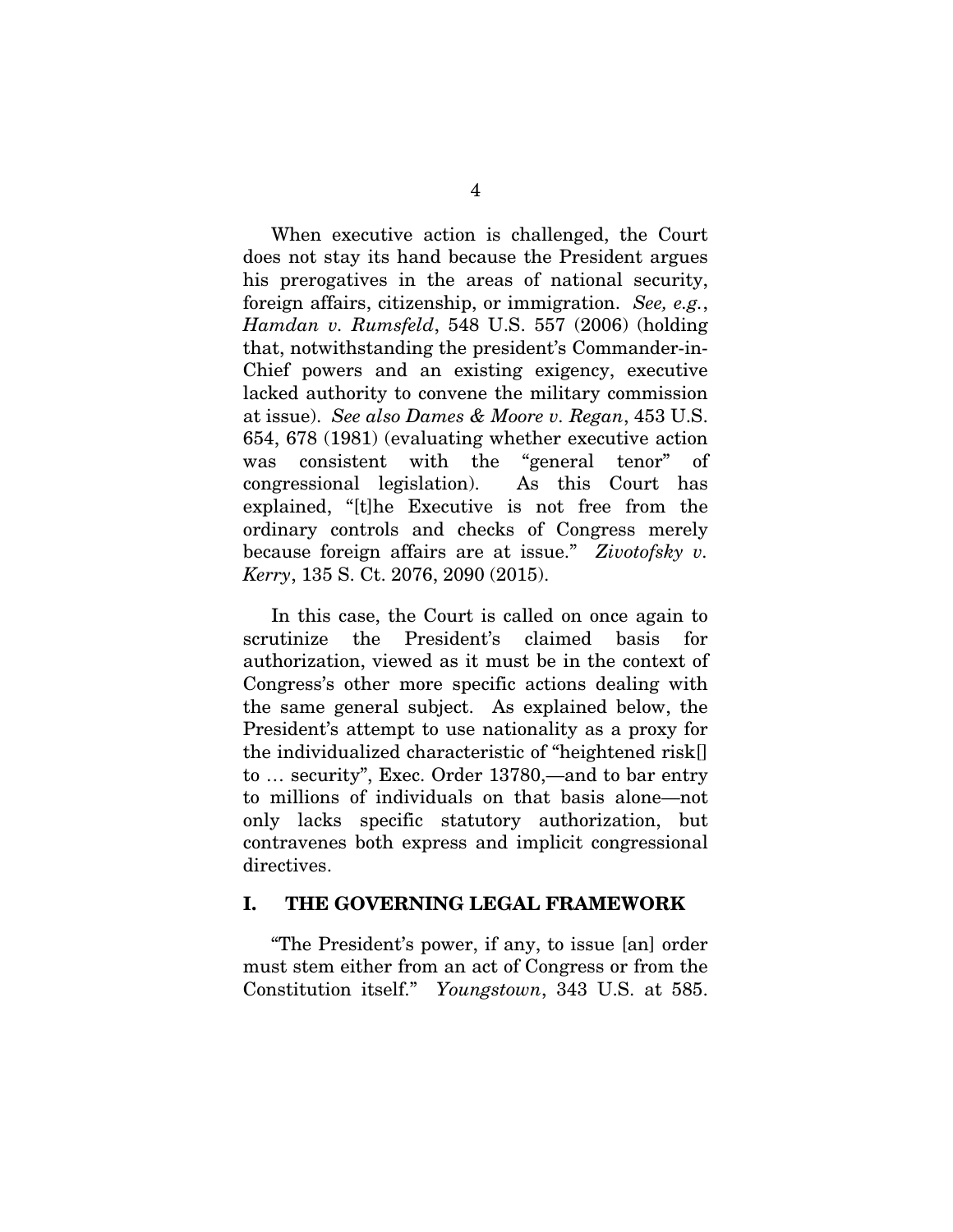When executive action is challenged, the Court does not stay its hand because the President argues his prerogatives in the areas of national security, foreign affairs, citizenship, or immigration. *See, e.g.*, *Hamdan v. Rumsfeld*, 548 U.S. 557 (2006) (holding that, notwithstanding the president's Commander-in-Chief powers and an existing exigency, executive lacked authority to convene the military commission at issue). *See also Dames & Moore v. Regan*, 453 U.S. 654, 678 (1981) (evaluating whether executive action was consistent with the "general tenor" of congressional legislation). As this Court has explained, "[t]he Executive is not free from the ordinary controls and checks of Congress merely because foreign affairs are at issue." *Zivotofsky v. Kerry*, 135 S. Ct. 2076, 2090 (2015).

In this case, the Court is called on once again to scrutinize the President's claimed basis for authorization, viewed as it must be in the context of Congress's other more specific actions dealing with the same general subject. As explained below, the President's attempt to use nationality as a proxy for the individualized characteristic of "heightened risk[] to … security", Exec. Order 13780,—and to bar entry to millions of individuals on that basis alone—not only lacks specific statutory authorization, but contravenes both express and implicit congressional directives.

## I. THE GOVERNING LEGAL FRAMEWORK

"The President's power, if any, to issue [an] order must stem either from an act of Congress or from the Constitution itself." *Youngstown*, 343 U.S. at 585.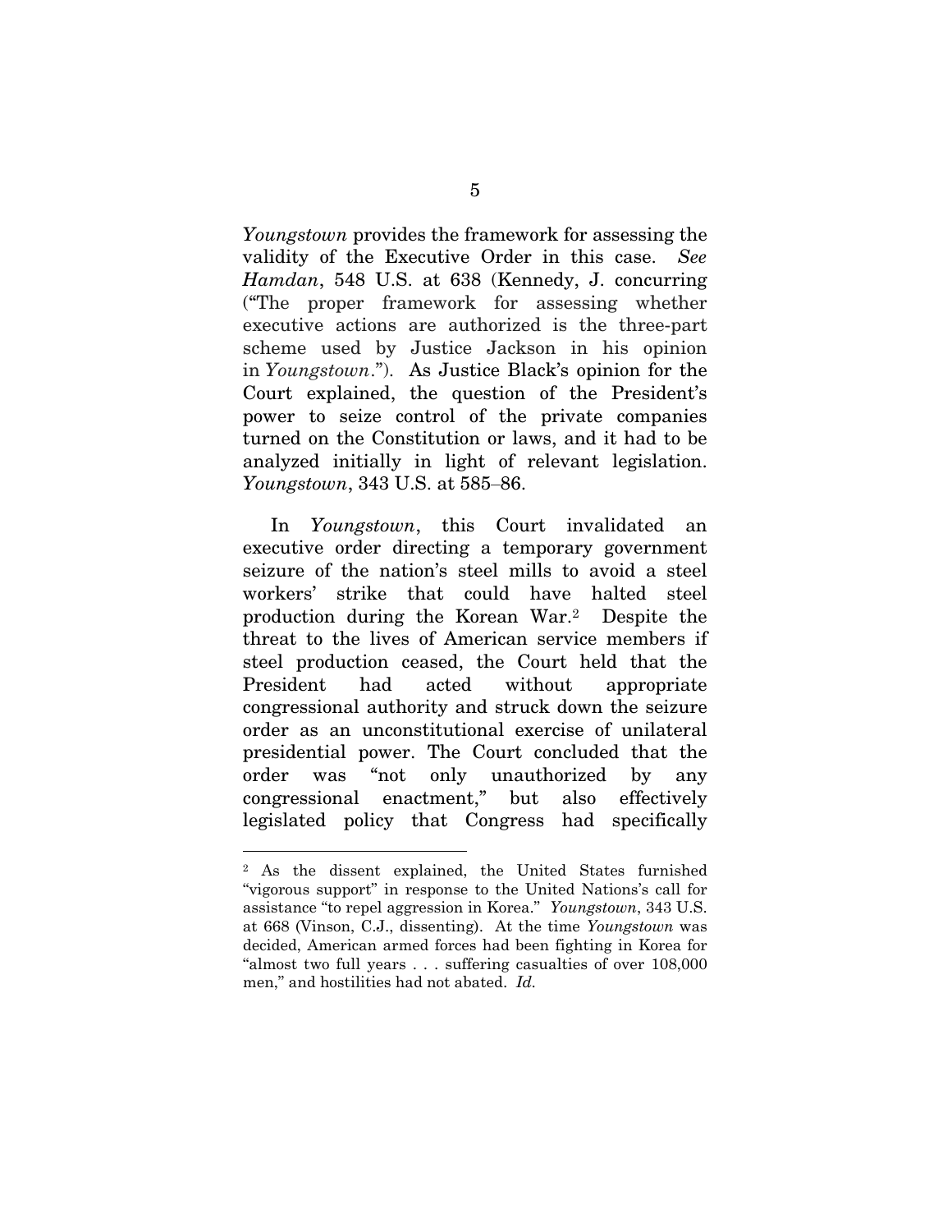*Youngstown* provides the framework for assessing the validity of the Executive Order in this case. *See Hamdan*, 548 U.S. at 638 (Kennedy, J. concurring ("The proper framework for assessing whether executive actions are authorized is the three-part scheme used by Justice Jackson in his opinion in *Youngstown*."). As Justice Black's opinion for the Court explained, the question of the President's power to seize control of the private companies turned on the Constitution or laws, and it had to be analyzed initially in light of relevant legislation. *Youngstown*, 343 U.S. at 585–86.

In *Youngstown*, this Court invalidated an executive order directing a temporary government seizure of the nation's steel mills to avoid a steel workers' strike that could have halted steel production during the Korean War.[2] Despite the threat to the lives of American service members if steel production ceased, the Court held that the President had acted without appropriate congressional authority and struck down the seizure order as an unconstitutional exercise of unilateral presidential power. The Court concluded that the order was "not only unauthorized by any congressional enactment," but also effectively legislated policy that Congress had specifically

---

[2] As the dissent explained, the United States furnished "vigorous support" in response to the United Nations's call for assistance "to repel aggression in Korea." *Youngstown*, 343 U.S. at 668 (Vinson, C.J., dissenting). At the time *Youngstown* was decided, American armed forces had been fighting in Korea for "almost two full years . . . suffering casualties of over 108,000 men," and hostilities had not abated. *Id.*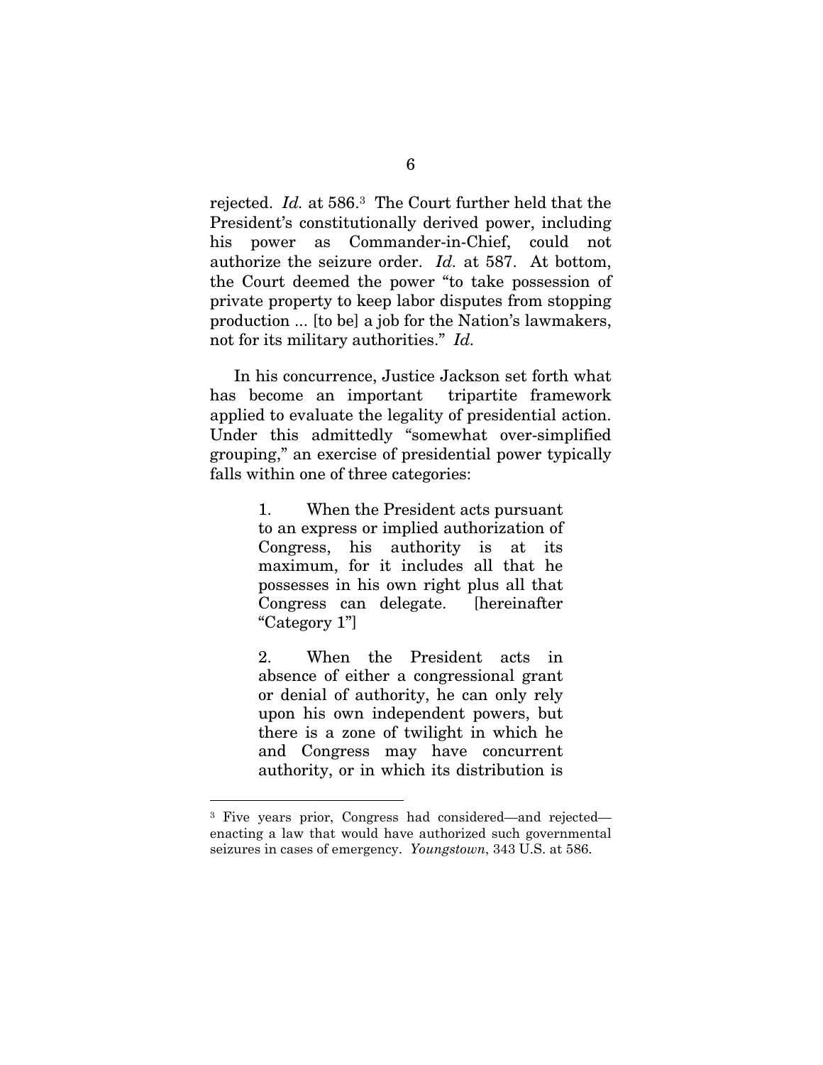rejected. *Id.* at 586.[3] The Court further held that the President's constitutionally derived power, including his power as Commander-in-Chief, could not authorize the seizure order. *Id.* at 587. At bottom, the Court deemed the power "to take possession of private property to keep labor disputes from stopping production ... [to be] a job for the Nation's lawmakers, not for its military authorities." *Id.*

In his concurrence, Justice Jackson set forth what has become an important tripartite framework applied to evaluate the legality of presidential action. Under this admittedly "somewhat over-simplified grouping," an exercise of presidential power typically falls within one of three categories:

> 1. When the President acts pursuant to an express or implied authorization of Congress, his authority is at its maximum, for it includes all that he possesses in his own right plus all that Congress can delegate. [hereinafter "Category 1"]
>
> 2. When the President acts in absence of either a congressional grant or denial of authority, he can only rely upon his own independent powers, but there is a zone of twilight in which he and Congress may have concurrent authority, or in which its distribution is

---

[3] Five years prior, Congress had considered—and rejected—enacting a law that would have authorized such governmental seizures in cases of emergency. *Youngstown*, 343 U.S. at 586.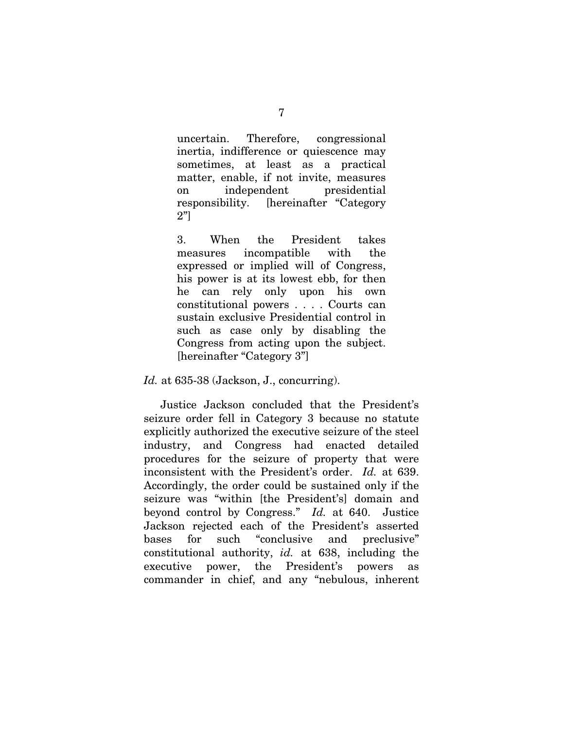> uncertain. Therefore, congressional inertia, indifference or quiescence may sometimes, at least as a practical matter, enable, if not invite, measures on independent presidential responsibility. [hereinafter "Category 2"]
>
> 3. When the President takes measures incompatible with the expressed or implied will of Congress, his power is at its lowest ebb, for then he can rely only upon his own constitutional powers . . . . Courts can sustain exclusive Presidential control in such as case only by disabling the Congress from acting upon the subject. [hereinafter "Category 3"]

*Id.* at 635-38 (Jackson, J., concurring).

Justice Jackson concluded that the President's seizure order fell in Category 3 because no statute explicitly authorized the executive seizure of the steel industry, and Congress had enacted detailed procedures for the seizure of property that were inconsistent with the President's order. *Id.* at 639. Accordingly, the order could be sustained only if the seizure was "within [the President's] domain and beyond control by Congress." *Id.* at 640. Justice Jackson rejected each of the President's asserted bases for such "conclusive and preclusive" constitutional authority, *id.* at 638, including the executive power, the President's powers as commander in chief, and any "nebulous, inherent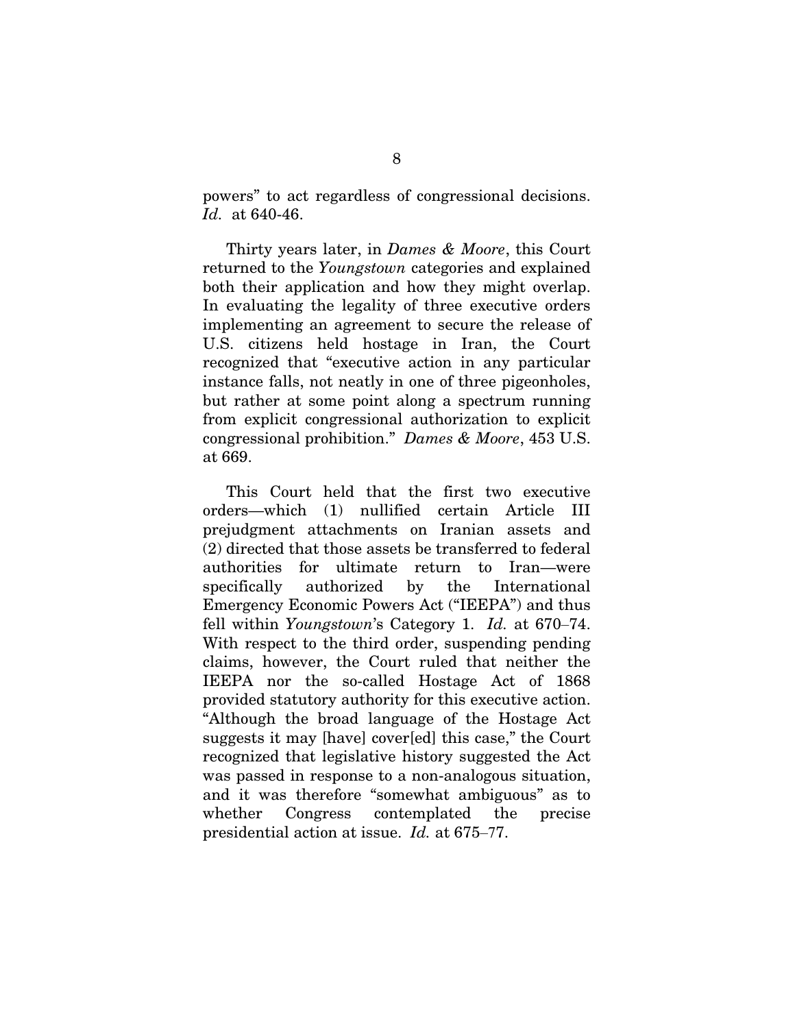powers" to act regardless of congressional decisions. *Id.* at 640-46.

Thirty years later, in *Dames & Moore*, this Court returned to the *Youngstown* categories and explained both their application and how they might overlap. In evaluating the legality of three executive orders implementing an agreement to secure the release of U.S. citizens held hostage in Iran, the Court recognized that "executive action in any particular instance falls, not neatly in one of three pigeonholes, but rather at some point along a spectrum running from explicit congressional authorization to explicit congressional prohibition." *Dames & Moore*, 453 U.S. at 669.

This Court held that the first two executive orders—which (1) nullified certain Article III prejudgment attachments on Iranian assets and (2) directed that those assets be transferred to federal authorities for ultimate return to Iran—were specifically authorized by the International Emergency Economic Powers Act ("IEEPA") and thus fell within *Youngstown*'s Category 1. *Id.* at 670–74. With respect to the third order, suspending pending claims, however, the Court ruled that neither the IEEPA nor the so-called Hostage Act of 1868 provided statutory authority for this executive action. "Although the broad language of the Hostage Act suggests it may [have] cover[ed] this case," the Court recognized that legislative history suggested the Act was passed in response to a non-analogous situation, and it was therefore "somewhat ambiguous" as to whether Congress contemplated the precise presidential action at issue. *Id.* at 675–77.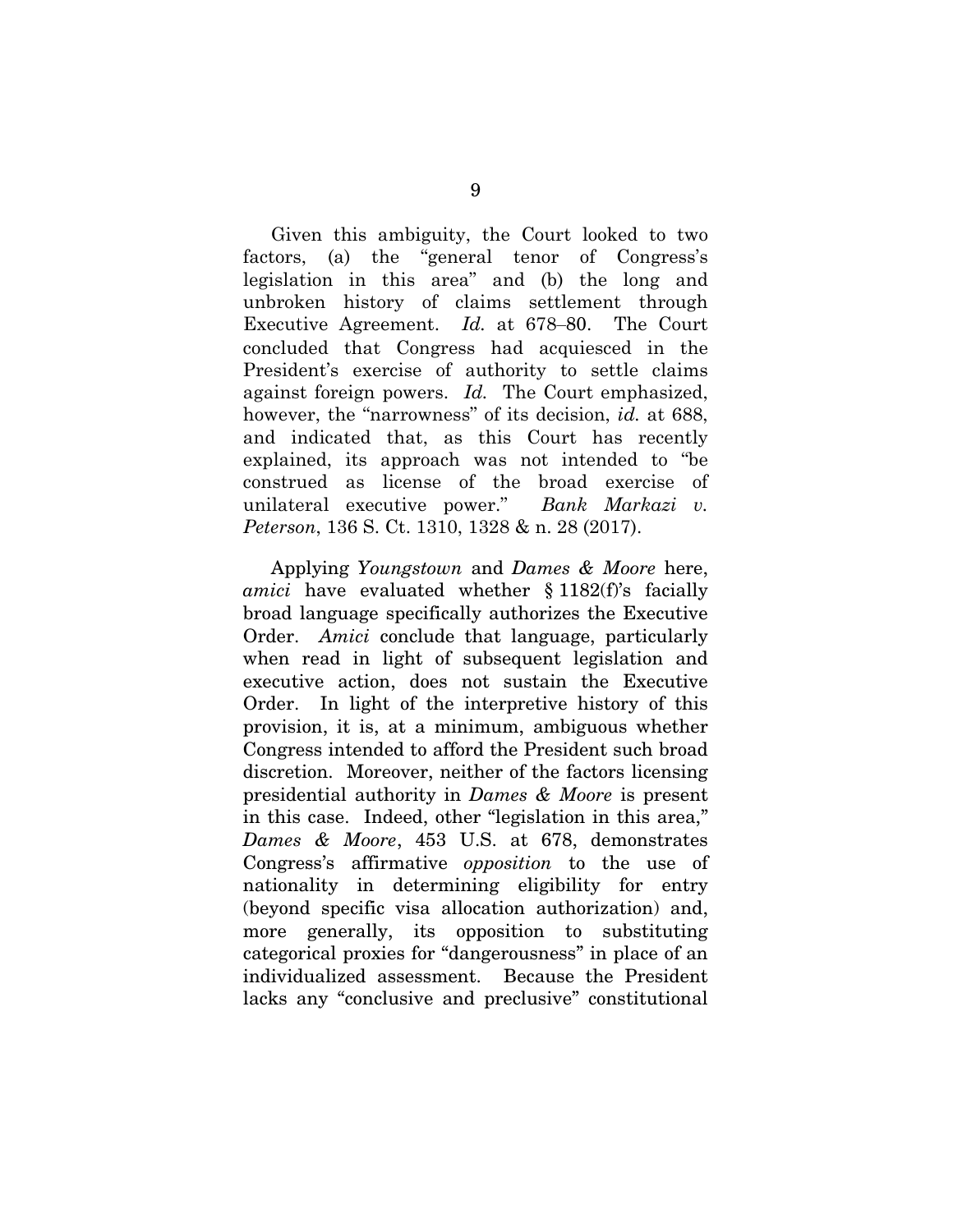Given this ambiguity, the Court looked to two factors, (a) the "general tenor of Congress's legislation in this area" and (b) the long and unbroken history of claims settlement through Executive Agreement. *Id.* at 678–80. The Court concluded that Congress had acquiesced in the President's exercise of authority to settle claims against foreign powers. *Id.* The Court emphasized, however, the "narrowness" of its decision, *id.* at 688, and indicated that, as this Court has recently explained, its approach was not intended to "be construed as license of the broad exercise of unilateral executive power." *Bank Markazi v. Peterson*, 136 S. Ct. 1310, 1328 & n. 28 (2017).

Applying *Youngstown* and *Dames & Moore* here, *amici* have evaluated whether § 1182(f)'s facially broad language specifically authorizes the Executive Order. *Amici* conclude that language, particularly when read in light of subsequent legislation and executive action, does not sustain the Executive Order. In light of the interpretive history of this provision, it is, at a minimum, ambiguous whether Congress intended to afford the President such broad discretion. Moreover, neither of the factors licensing presidential authority in *Dames & Moore* is present in this case. Indeed, other "legislation in this area," *Dames & Moore*, 453 U.S. at 678, demonstrates Congress's affirmative *opposition* to the use of nationality in determining eligibility for entry (beyond specific visa allocation authorization) and, more generally, its opposition to substituting categorical proxies for "dangerousness" in place of an individualized assessment. Because the President lacks any "conclusive and preclusive" constitutional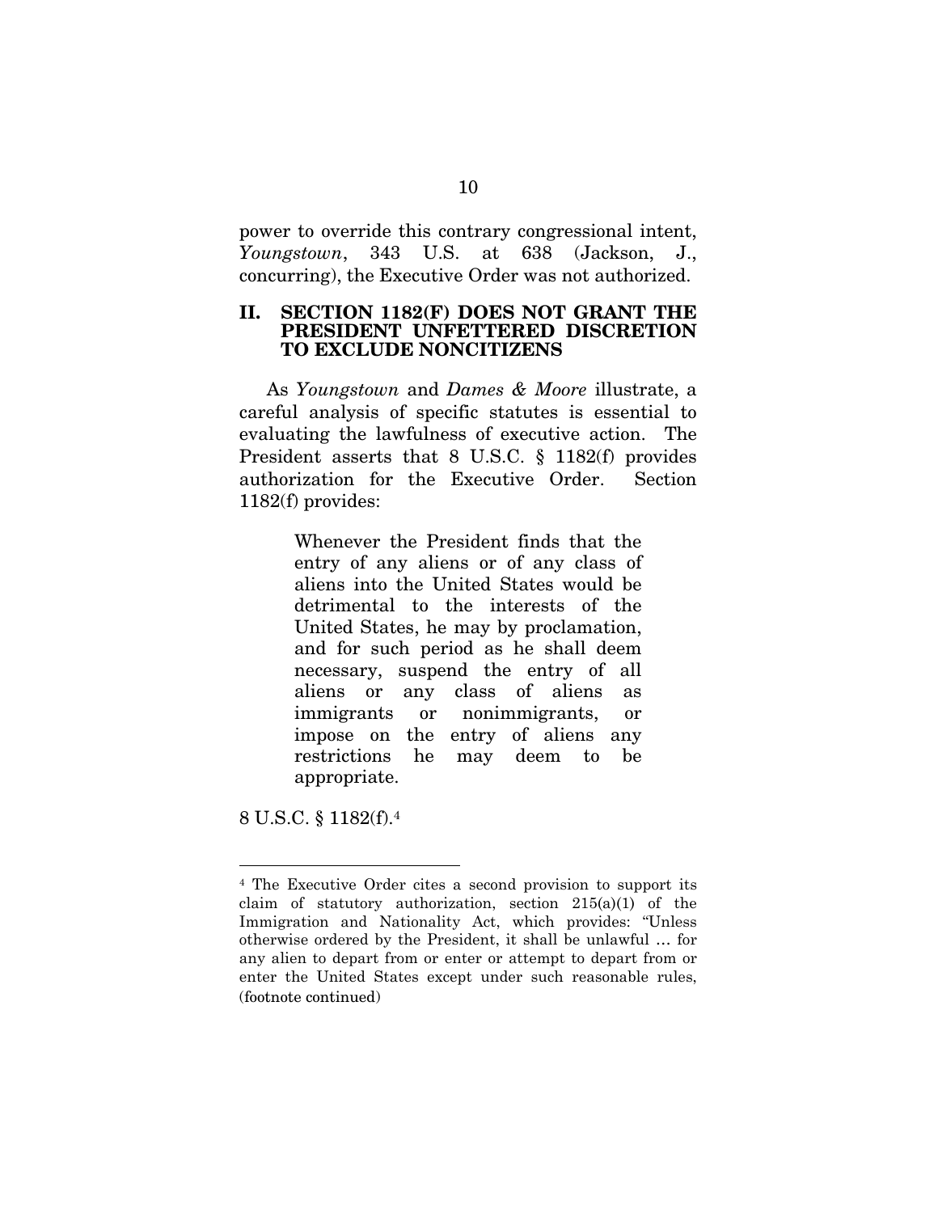power to override this contrary congressional intent, *Youngstown*, 343 U.S. at 638 (Jackson, J., concurring), the Executive Order was not authorized.

## II. SECTION 1182(F) DOES NOT GRANT THE PRESIDENT UNFETTERED DISCRETION TO EXCLUDE NONCITIZENS

As *Youngstown* and *Dames & Moore* illustrate, a careful analysis of specific statutes is essential to evaluating the lawfulness of executive action. The President asserts that 8 U.S.C. § 1182(f) provides authorization for the Executive Order. Section 1182(f) provides:

> Whenever the President finds that the entry of any aliens or of any class of aliens into the United States would be detrimental to the interests of the United States, he may by proclamation, and for such period as he shall deem necessary, suspend the entry of all aliens or any class of aliens as immigrants or nonimmigrants, or impose on the entry of aliens any restrictions he may deem to be appropriate.

8 U.S.C. § 1182(f).[4]

---

[4] The Executive Order cites a second provision to support its claim of statutory authorization, section 215(a)(1) of the Immigration and Nationality Act, which provides: "Unless otherwise ordered by the President, it shall be unlawful … for any alien to depart from or enter or attempt to depart from or enter the United States except under such reasonable rules, (footnote continued)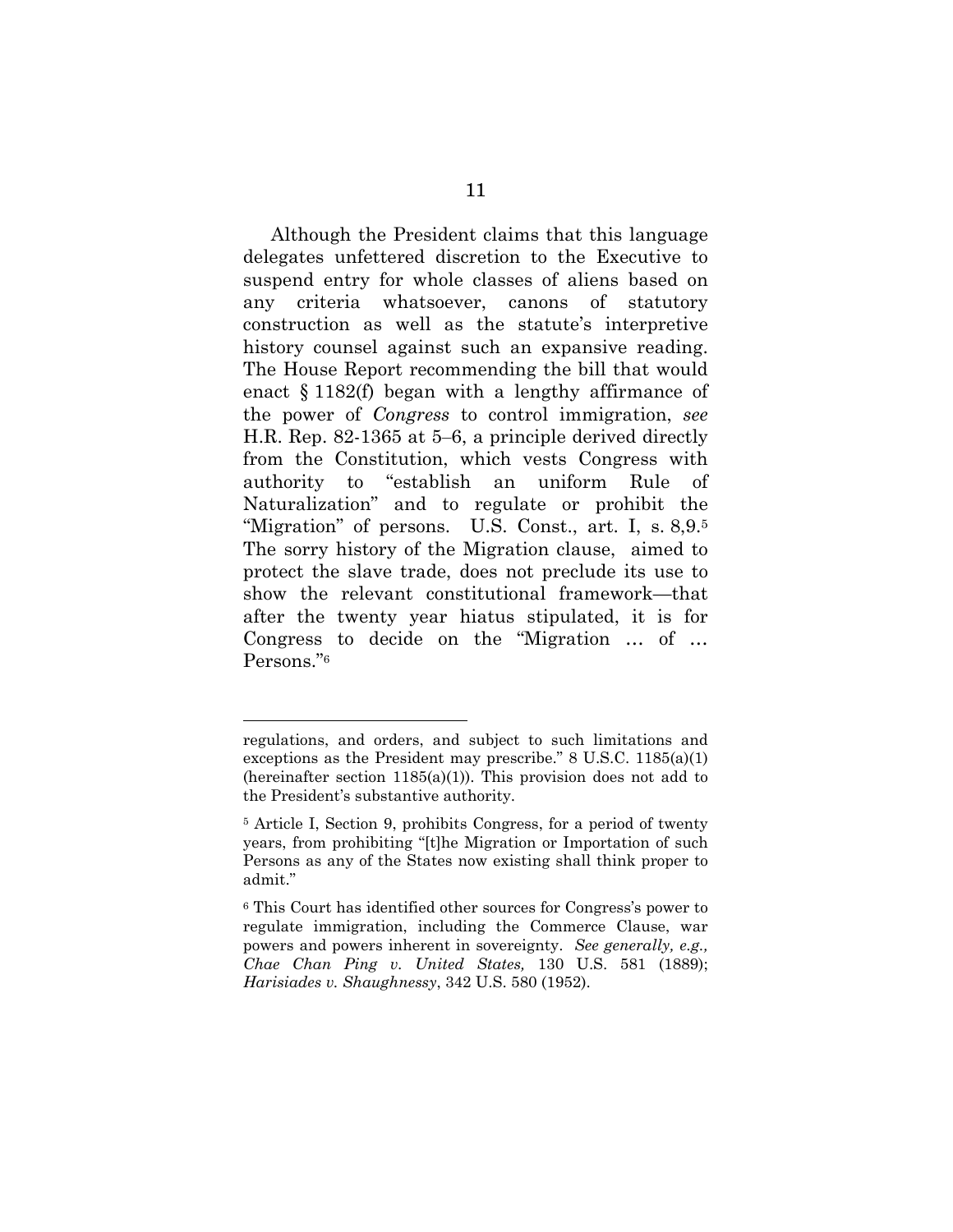Although the President claims that this language delegates unfettered discretion to the Executive to suspend entry for whole classes of aliens based on any criteria whatsoever, canons of statutory construction as well as the statute's interpretive history counsel against such an expansive reading. The House Report recommending the bill that would enact § 1182(f) began with a lengthy affirmance of the power of *Congress* to control immigration, *see* H.R. Rep. 82-1365 at 5–6, a principle derived directly from the Constitution, which vests Congress with authority to "establish an uniform Rule of Naturalization" and to regulate or prohibit the "Migration" of persons. U.S. Const., art. I, s. 8,9.[5] The sorry history of the Migration clause, aimed to protect the slave trade, does not preclude its use to show the relevant constitutional framework—that after the twenty year hiatus stipulated, it is for Congress to decide on the "Migration … of … Persons."[6]

---

regulations, and orders, and subject to such limitations and exceptions as the President may prescribe." 8 U.S.C. 1185(a)(1) (hereinafter section 1185(a)(1)). This provision does not add to the President's substantive authority.

[5] Article I, Section 9, prohibits Congress, for a period of twenty years, from prohibiting "[t]he Migration or Importation of such Persons as any of the States now existing shall think proper to admit."

[6] This Court has identified other sources for Congress's power to regulate immigration, including the Commerce Clause, war powers and powers inherent in sovereignty. *See generally, e.g., Chae Chan Ping v. United States,* 130 U.S. 581 (1889); *Harisiades v. Shaughnessy*, 342 U.S. 580 (1952).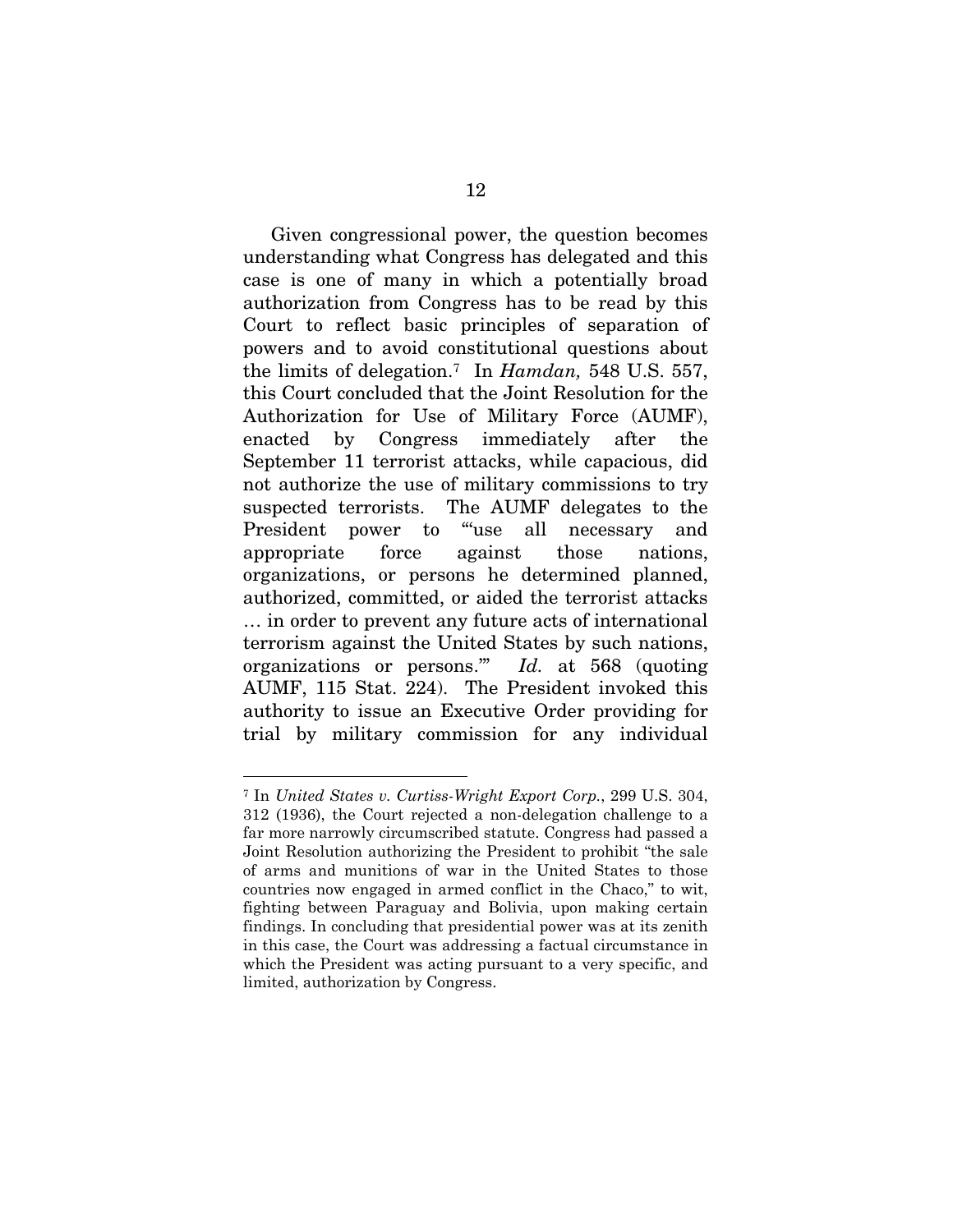Given congressional power, the question becomes understanding what Congress has delegated and this case is one of many in which a potentially broad authorization from Congress has to be read by this Court to reflect basic principles of separation of powers and to avoid constitutional questions about the limits of delegation.[7] In *Hamdan,* 548 U.S. 557, this Court concluded that the Joint Resolution for the Authorization for Use of Military Force (AUMF), enacted by Congress immediately after the September 11 terrorist attacks, while capacious, did not authorize the use of military commissions to try suspected terrorists. The AUMF delegates to the President power to "'use all necessary and appropriate force against those nations, organizations, or persons he determined planned, authorized, committed, or aided the terrorist attacks … in order to prevent any future acts of international terrorism against the United States by such nations, organizations or persons.'" *Id.* at 568 (quoting AUMF, 115 Stat. 224). The President invoked this authority to issue an Executive Order providing for trial by military commission for any individual

---

[7] In *United States v. Curtiss-Wright Export Corp.*, 299 U.S. 304, 312 (1936), the Court rejected a non-delegation challenge to a far more narrowly circumscribed statute. Congress had passed a Joint Resolution authorizing the President to prohibit "the sale of arms and munitions of war in the United States to those countries now engaged in armed conflict in the Chaco," to wit, fighting between Paraguay and Bolivia, upon making certain findings. In concluding that presidential power was at its zenith in this case, the Court was addressing a factual circumstance in which the President was acting pursuant to a very specific, and limited, authorization by Congress.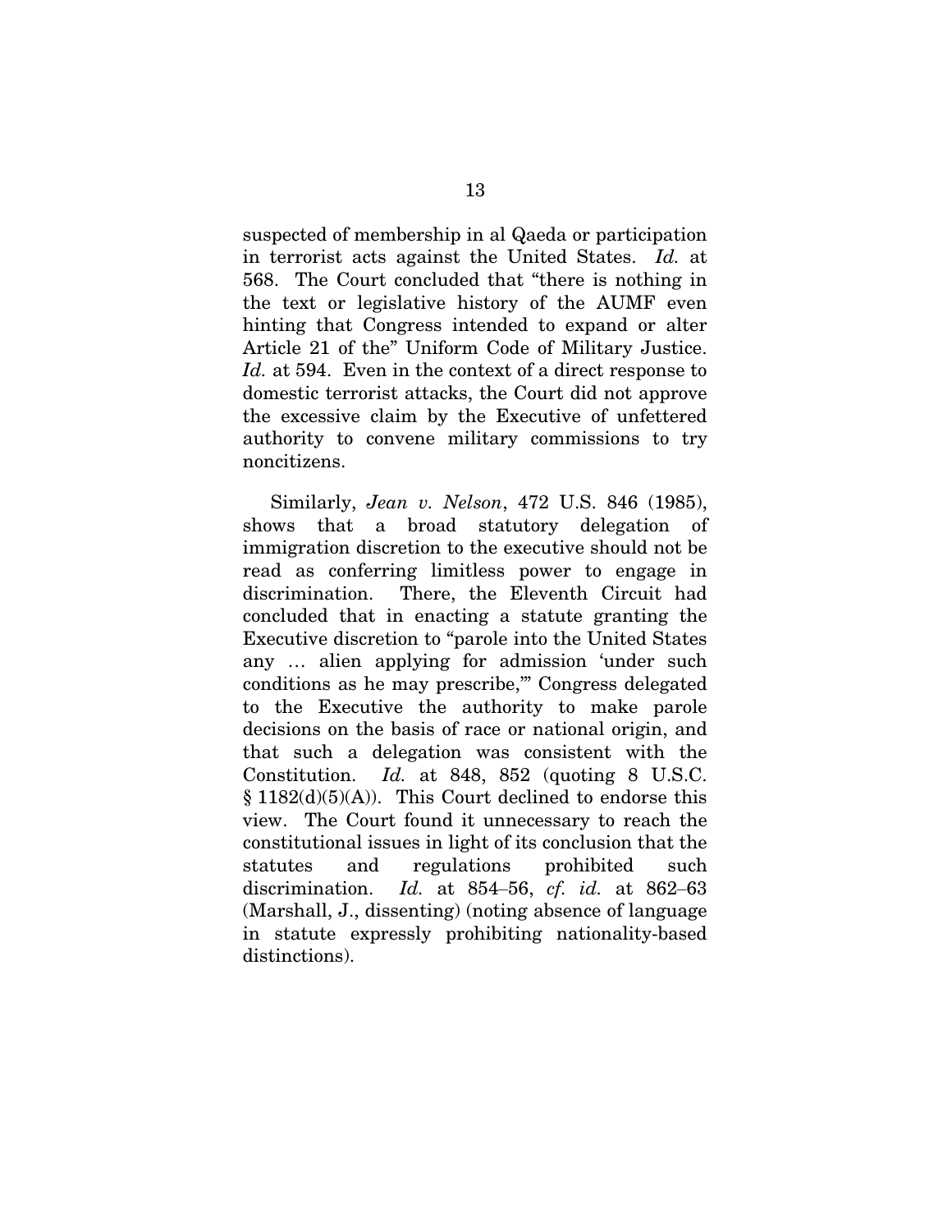suspected of membership in al Qaeda or participation in terrorist acts against the United States. *Id.* at 568. The Court concluded that "there is nothing in the text or legislative history of the AUMF even hinting that Congress intended to expand or alter Article 21 of the" Uniform Code of Military Justice. *Id.* at 594. Even in the context of a direct response to domestic terrorist attacks, the Court did not approve the excessive claim by the Executive of unfettered authority to convene military commissions to try noncitizens.

Similarly, *Jean v. Nelson*, 472 U.S. 846 (1985), shows that a broad statutory delegation of immigration discretion to the executive should not be read as conferring limitless power to engage in discrimination. There, the Eleventh Circuit had concluded that in enacting a statute granting the Executive discretion to "parole into the United States any … alien applying for admission 'under such conditions as he may prescribe,'" Congress delegated to the Executive the authority to make parole decisions on the basis of race or national origin, and that such a delegation was consistent with the Constitution. *Id.* at 848, 852 (quoting 8 U.S.C. § 1182(d)(5)(A)). This Court declined to endorse this view. The Court found it unnecessary to reach the constitutional issues in light of its conclusion that the statutes and regulations prohibited such discrimination. *Id.* at 854–56, *cf. id.* at 862–63 (Marshall, J., dissenting) (noting absence of language in statute expressly prohibiting nationality-based distinctions).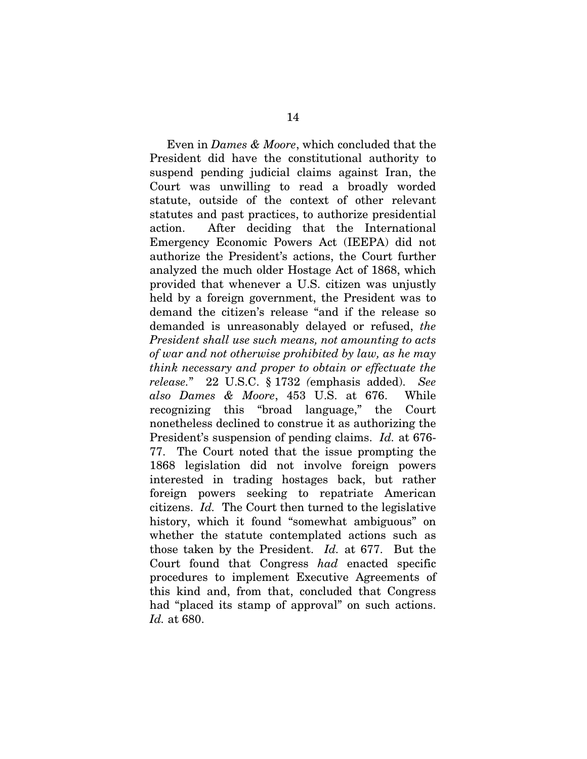Even in *Dames & Moore*, which concluded that the President did have the constitutional authority to suspend pending judicial claims against Iran, the Court was unwilling to read a broadly worded statute, outside of the context of other relevant statutes and past practices, to authorize presidential action. After deciding that the International Emergency Economic Powers Act (IEEPA) did not authorize the President's actions, the Court further analyzed the much older Hostage Act of 1868, which provided that whenever a U.S. citizen was unjustly held by a foreign government, the President was to demand the citizen's release "and if the release so demanded is unreasonably delayed or refused, *the President shall use such means, not amounting to acts of war and not otherwise prohibited by law, as he may think necessary and proper to obtain or effectuate the release.*" 22 U.S.C. § 1732 (emphasis added). *See also Dames & Moore*, 453 U.S. at 676. While recognizing this "broad language," the Court nonetheless declined to construe it as authorizing the President's suspension of pending claims. *Id.* at 676-77. The Court noted that the issue prompting the 1868 legislation did not involve foreign powers interested in trading hostages back, but rather foreign powers seeking to repatriate American citizens. *Id.* The Court then turned to the legislative history, which it found "somewhat ambiguous" on whether the statute contemplated actions such as those taken by the President. *Id.* at 677. But the Court found that Congress *had* enacted specific procedures to implement Executive Agreements of this kind and, from that, concluded that Congress had "placed its stamp of approval" on such actions. *Id.* at 680.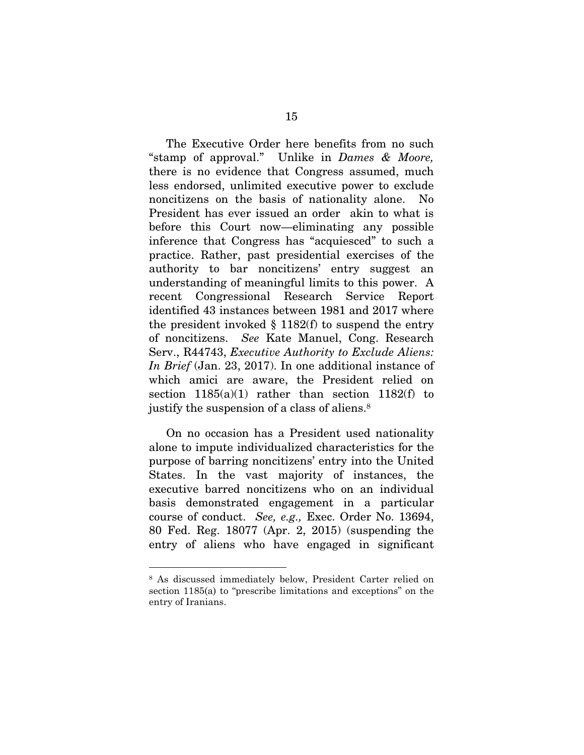The Executive Order here benefits from no such "stamp of approval." Unlike in *Dames & Moore,* there is no evidence that Congress assumed, much less endorsed, unlimited executive power to exclude noncitizens on the basis of nationality alone. No President has ever issued an order akin to what is before this Court now—eliminating any possible inference that Congress has "acquiesced" to such a practice. Rather, past presidential exercises of the authority to bar noncitizens' entry suggest an understanding of meaningful limits to this power. A recent Congressional Research Service Report identified 43 instances between 1981 and 2017 where the president invoked § 1182(f) to suspend the entry of noncitizens. *See* Kate Manuel, Cong. Research Serv., R44743, *Executive Authority to Exclude Aliens: In Brief* (Jan. 23, 2017). In one additional instance of which amici are aware, the President relied on section 1185(a)(1) rather than section 1182(f) to justify the suspension of a class of aliens.[8]

On no occasion has a President used nationality alone to impute individualized characteristics for the purpose of barring noncitizens' entry into the United States. In the vast majority of instances, the executive barred noncitizens who on an individual basis demonstrated engagement in a particular course of conduct. *See, e.g.,* Exec. Order No. 13694, 80 Fed. Reg. 18077 (Apr. 2, 2015) (suspending the entry of aliens who have engaged in significant

---

[8] As discussed immediately below, President Carter relied on section 1185(a) to "prescribe limitations and exceptions" on the entry of Iranians.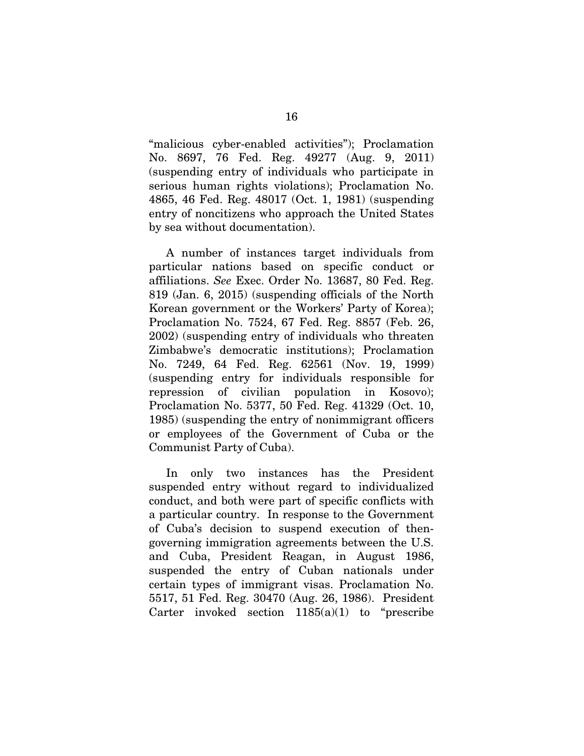"malicious cyber-enabled activities"); Proclamation No. 8697, 76 Fed. Reg. 49277 (Aug. 9, 2011) (suspending entry of individuals who participate in serious human rights violations); Proclamation No. 4865, 46 Fed. Reg. 48017 (Oct. 1, 1981) (suspending entry of noncitizens who approach the United States by sea without documentation).

A number of instances target individuals from particular nations based on specific conduct or affiliations. *See* Exec. Order No. 13687, 80 Fed. Reg. 819 (Jan. 6, 2015) (suspending officials of the North Korean government or the Workers' Party of Korea); Proclamation No. 7524, 67 Fed. Reg. 8857 (Feb. 26, 2002) (suspending entry of individuals who threaten Zimbabwe's democratic institutions); Proclamation No. 7249, 64 Fed. Reg. 62561 (Nov. 19, 1999) (suspending entry for individuals responsible for repression of civilian population in Kosovo); Proclamation No. 5377, 50 Fed. Reg. 41329 (Oct. 10, 1985) (suspending the entry of nonimmigrant officers or employees of the Government of Cuba or the Communist Party of Cuba).

In only two instances has the President suspended entry without regard to individualized conduct, and both were part of specific conflicts with a particular country. In response to the Government of Cuba's decision to suspend execution of then-governing immigration agreements between the U.S. and Cuba, President Reagan, in August 1986, suspended the entry of Cuban nationals under certain types of immigrant visas. Proclamation No. 5517, 51 Fed. Reg. 30470 (Aug. 26, 1986). President Carter invoked section 1185(a)(1) to "prescribe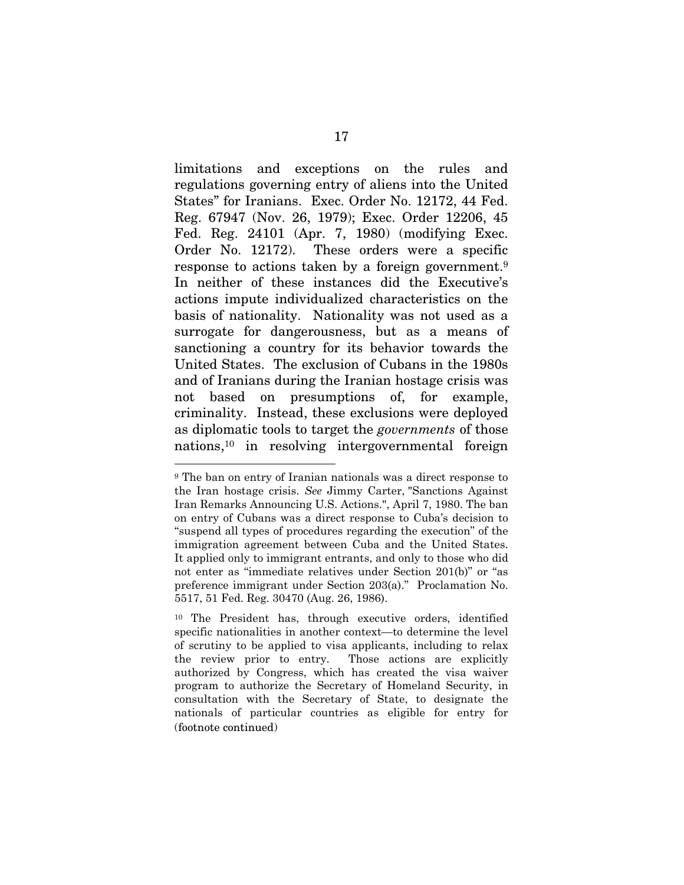limitations and exceptions on the rules and regulations governing entry of aliens into the United States" for Iranians. Exec. Order No. 12172, 44 Fed. Reg. 67947 (Nov. 26, 1979); Exec. Order 12206, 45 Fed. Reg. 24101 (Apr. 7, 1980) (modifying Exec. Order No. 12172). These orders were a specific response to actions taken by a foreign government.[9] In neither of these instances did the Executive's actions impute individualized characteristics on the basis of nationality. Nationality was not used as a surrogate for dangerousness, but as a means of sanctioning a country for its behavior towards the United States. The exclusion of Cubans in the 1980s and of Iranians during the Iranian hostage crisis was not based on presumptions of, for example, criminality. Instead, these exclusions were deployed as diplomatic tools to target the *governments* of those nations,[10] in resolving intergovernmental foreign

---

[9] The ban on entry of Iranian nationals was a direct response to the Iran hostage crisis. *See* Jimmy Carter, "Sanctions Against Iran Remarks Announcing U.S. Actions.", April 7, 1980. The ban on entry of Cubans was a direct response to Cuba's decision to "suspend all types of procedures regarding the execution" of the immigration agreement between Cuba and the United States. It applied only to immigrant entrants, and only to those who did not enter as "immediate relatives under Section 201(b)" or "as preference immigrant under Section 203(a)." Proclamation No. 5517, 51 Fed. Reg. 30470 (Aug. 26, 1986).

[10] The President has, through executive orders, identified specific nationalities in another context—to determine the level of scrutiny to be applied to visa applicants, including to relax the review prior to entry. Those actions are explicitly authorized by Congress, which has created the visa waiver program to authorize the Secretary of Homeland Security, in consultation with the Secretary of State, to designate the nationals of particular countries as eligible for entry for (footnote continued)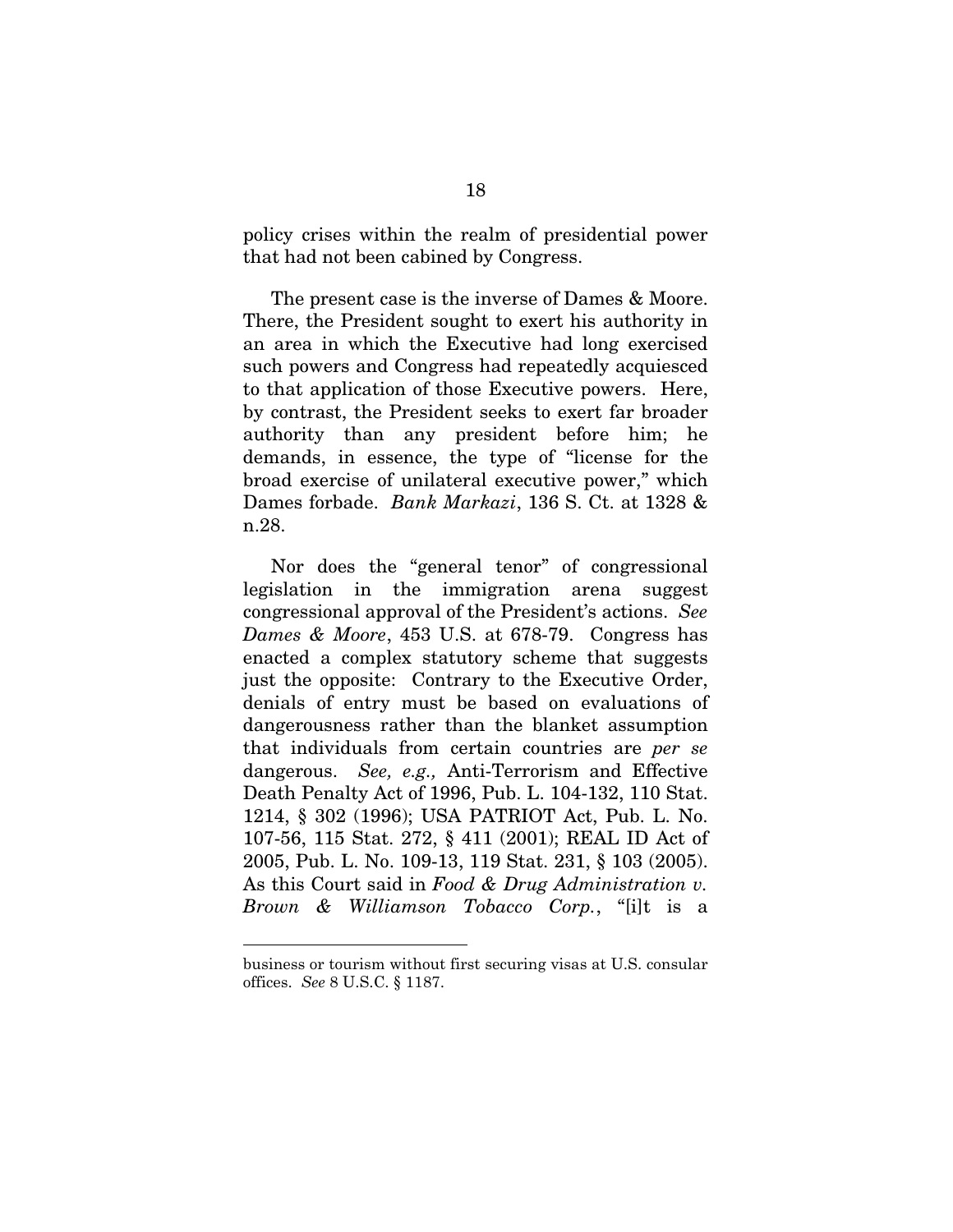policy crises within the realm of presidential power that had not been cabined by Congress.

The present case is the inverse of Dames & Moore. There, the President sought to exert his authority in an area in which the Executive had long exercised such powers and Congress had repeatedly acquiesced to that application of those Executive powers. Here, by contrast, the President seeks to exert far broader authority than any president before him; he demands, in essence, the type of "license for the broad exercise of unilateral executive power," which Dames forbade. *Bank Markazi*, 136 S. Ct. at 1328 & n.28.

Nor does the "general tenor" of congressional legislation in the immigration arena suggest congressional approval of the President's actions. *See Dames & Moore*, 453 U.S. at 678-79. Congress has enacted a complex statutory scheme that suggests just the opposite: Contrary to the Executive Order, denials of entry must be based on evaluations of dangerousness rather than the blanket assumption that individuals from certain countries are *per se* dangerous. *See, e.g.,* Anti-Terrorism and Effective Death Penalty Act of 1996, Pub. L. 104-132, 110 Stat. 1214, § 302 (1996); USA PATRIOT Act, Pub. L. No. 107-56, 115 Stat. 272, § 411 (2001); REAL ID Act of 2005, Pub. L. No. 109-13, 119 Stat. 231, § 103 (2005). As this Court said in *Food & Drug Administration v. Brown & Williamson Tobacco Corp.*, "[i]t is a

---

business or tourism without first securing visas at U.S. consular offices. *See* 8 U.S.C. § 1187.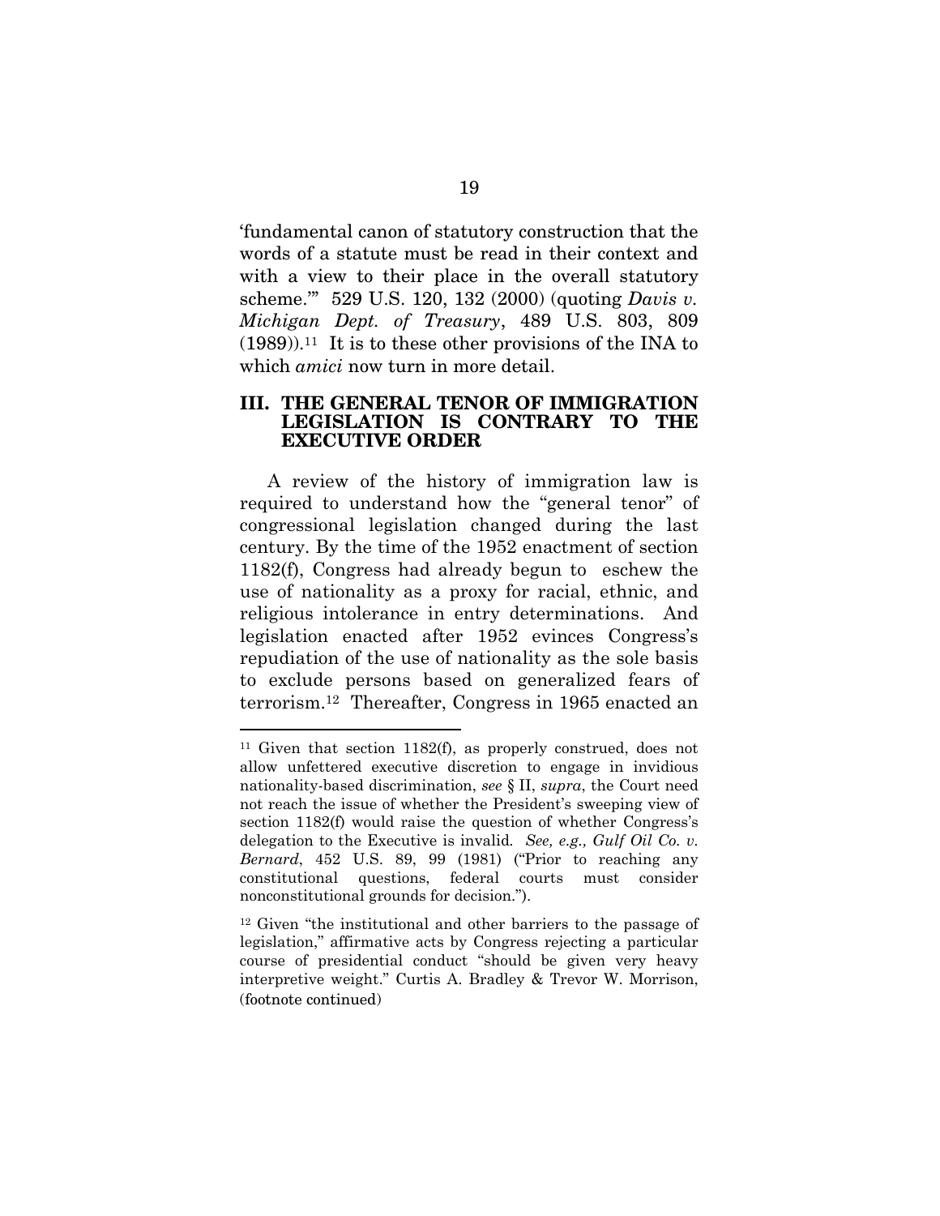'fundamental canon of statutory construction that the words of a statute must be read in their context and with a view to their place in the overall statutory scheme.'" 529 U.S. 120, 132 (2000) (quoting *Davis v. Michigan Dept. of Treasury*, 489 U.S. 803, 809 (1989)).[11] It is to these other provisions of the INA to which *amici* now turn in more detail.

## III. THE GENERAL TENOR OF IMMIGRATION LEGISLATION IS CONTRARY TO THE EXECUTIVE ORDER

A review of the history of immigration law is required to understand how the "general tenor" of congressional legislation changed during the last century. By the time of the 1952 enactment of section 1182(f), Congress had already begun to eschew the use of nationality as a proxy for racial, ethnic, and religious intolerance in entry determinations. And legislation enacted after 1952 evinces Congress's repudiation of the use of nationality as the sole basis to exclude persons based on generalized fears of terrorism.[12] Thereafter, Congress in 1965 enacted an

---

[11] Given that section 1182(f), as properly construed, does not allow unfettered executive discretion to engage in invidious nationality-based discrimination, *see* § II, *supra*, the Court need not reach the issue of whether the President's sweeping view of section 1182(f) would raise the question of whether Congress's delegation to the Executive is invalid. *See, e.g., Gulf Oil Co. v. Bernard*, 452 U.S. 89, 99 (1981) ("Prior to reaching any constitutional questions, federal courts must consider nonconstitutional grounds for decision.").

[12] Given "the institutional and other barriers to the passage of legislation," affirmative acts by Congress rejecting a particular course of presidential conduct "should be given very heavy interpretive weight." Curtis A. Bradley & Trevor W. Morrison, (footnote continued)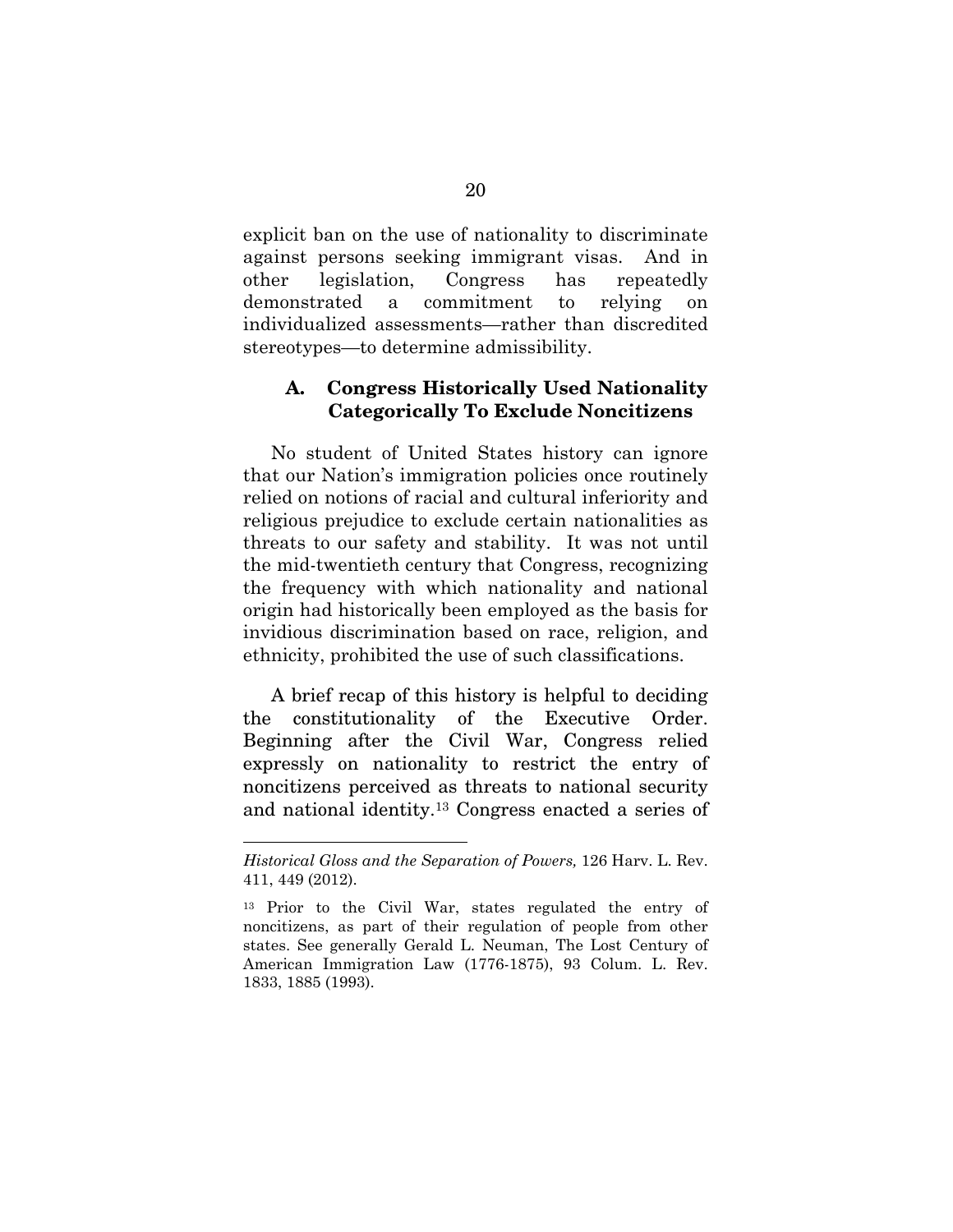explicit ban on the use of nationality to discriminate against persons seeking immigrant visas. And in other legislation, Congress has repeatedly demonstrated a commitment to relying on individualized assessments—rather than discredited stereotypes—to determine admissibility.

### A. Congress Historically Used Nationality Categorically To Exclude Noncitizens

No student of United States history can ignore that our Nation's immigration policies once routinely relied on notions of racial and cultural inferiority and religious prejudice to exclude certain nationalities as threats to our safety and stability. It was not until the mid-twentieth century that Congress, recognizing the frequency with which nationality and national origin had historically been employed as the basis for invidious discrimination based on race, religion, and ethnicity, prohibited the use of such classifications.

A brief recap of this history is helpful to deciding the constitutionality of the Executive Order. Beginning after the Civil War, Congress relied expressly on nationality to restrict the entry of noncitizens perceived as threats to national security and national identity.[13] Congress enacted a series of

---

*Historical Gloss and the Separation of Powers,* 126 Harv. L. Rev. 411, 449 (2012).

[13] Prior to the Civil War, states regulated the entry of noncitizens, as part of their regulation of people from other states. See generally Gerald L. Neuman, The Lost Century of American Immigration Law (1776-1875), 93 Colum. L. Rev. 1833, 1885 (1993).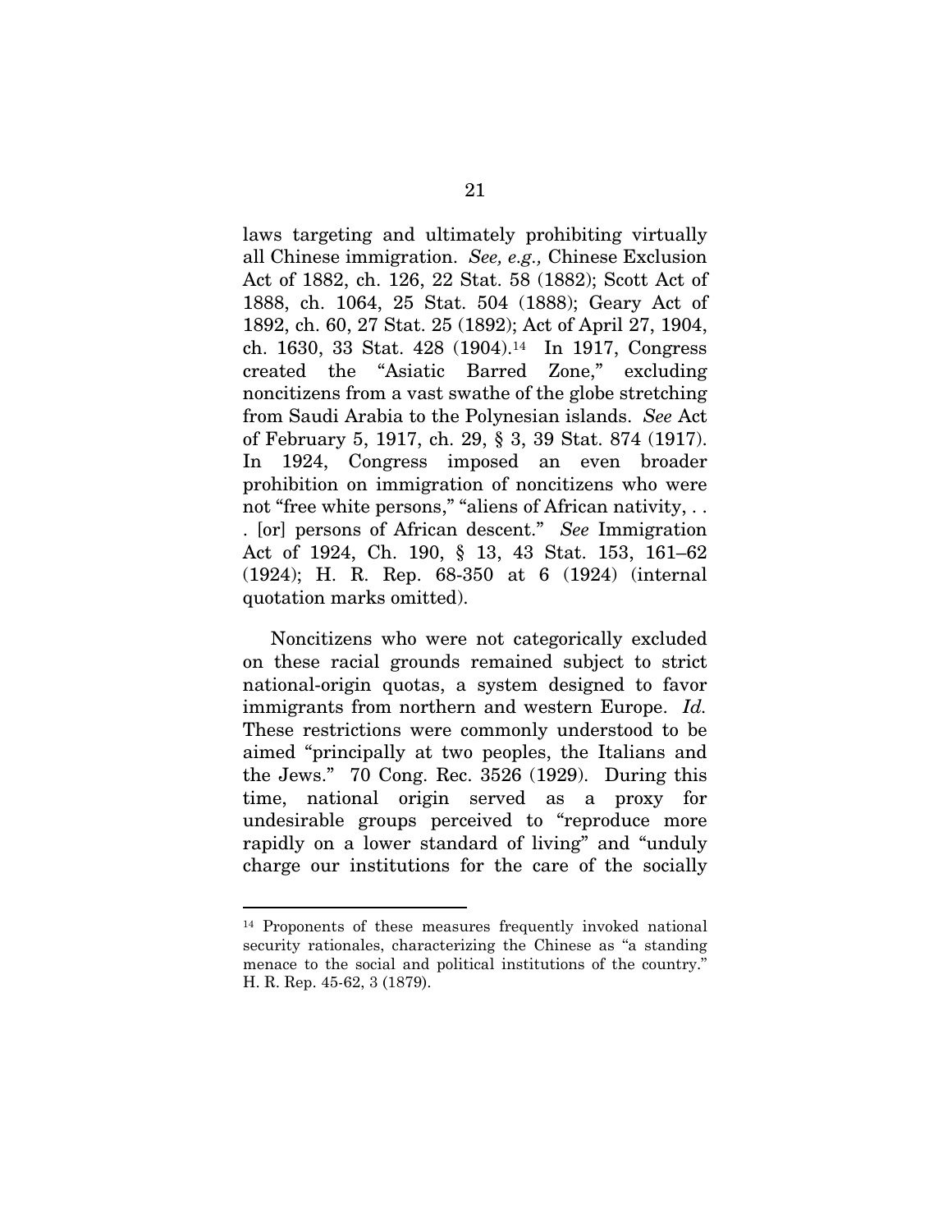laws targeting and ultimately prohibiting virtually all Chinese immigration. *See, e.g.,* Chinese Exclusion Act of 1882, ch. 126, 22 Stat. 58 (1882); Scott Act of 1888, ch. 1064, 25 Stat. 504 (1888); Geary Act of 1892, ch. 60, 27 Stat. 25 (1892); Act of April 27, 1904, ch. 1630, 33 Stat. 428 (1904).[14] In 1917, Congress created the "Asiatic Barred Zone," excluding noncitizens from a vast swathe of the globe stretching from Saudi Arabia to the Polynesian islands. *See* Act of February 5, 1917, ch. 29, § 3, 39 Stat. 874 (1917). In 1924, Congress imposed an even broader prohibition on immigration of noncitizens who were not "free white persons," "aliens of African nativity, . . . [or] persons of African descent." *See* Immigration Act of 1924, Ch. 190, § 13, 43 Stat. 153, 161–62 (1924); H. R. Rep. 68-350 at 6 (1924) (internal quotation marks omitted).

Noncitizens who were not categorically excluded on these racial grounds remained subject to strict national-origin quotas, a system designed to favor immigrants from northern and western Europe. *Id.* These restrictions were commonly understood to be aimed "principally at two peoples, the Italians and the Jews." 70 Cong. Rec. 3526 (1929). During this time, national origin served as a proxy for undesirable groups perceived to "reproduce more rapidly on a lower standard of living" and "unduly charge our institutions for the care of the socially

---

[14] Proponents of these measures frequently invoked national security rationales, characterizing the Chinese as "a standing menace to the social and political institutions of the country." H. R. Rep. 45-62, 3 (1879).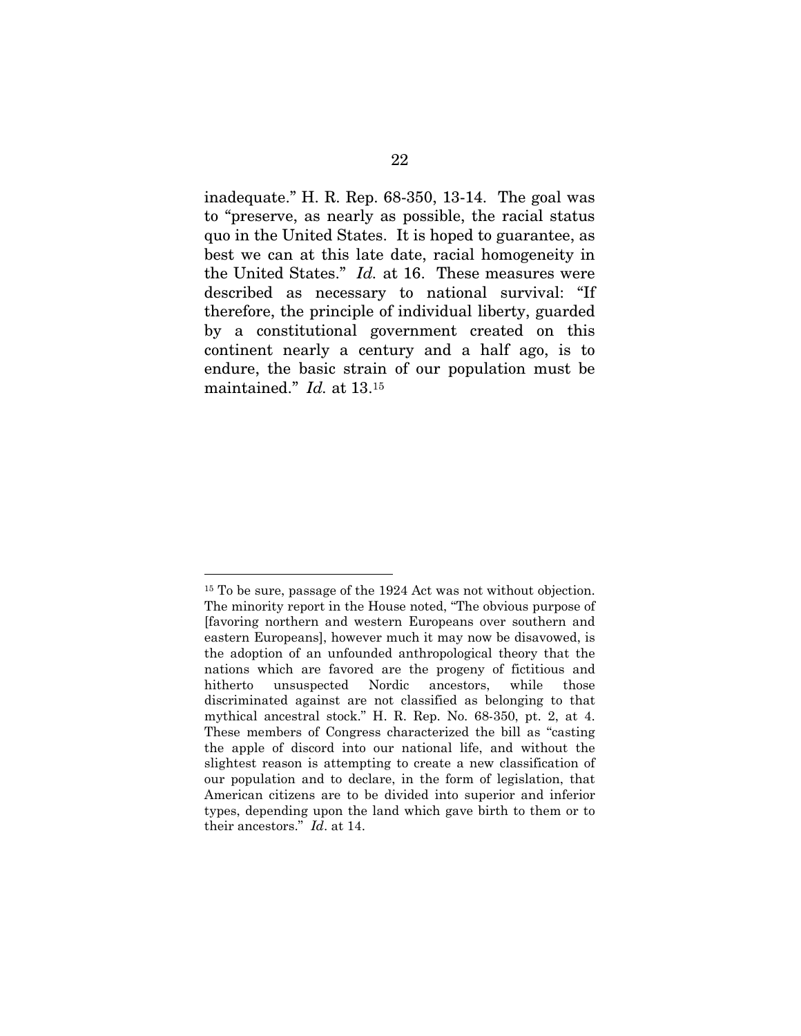inadequate." H. R. Rep. 68-350, 13-14. The goal was to "preserve, as nearly as possible, the racial status quo in the United States. It is hoped to guarantee, as best we can at this late date, racial homogeneity in the United States." *Id.* at 16. These measures were described as necessary to national survival: "If therefore, the principle of individual liberty, guarded by a constitutional government created on this continent nearly a century and a half ago, is to endure, the basic strain of our population must be maintained." *Id.* at 13.[15]

---

[15] To be sure, passage of the 1924 Act was not without objection. The minority report in the House noted, "The obvious purpose of [favoring northern and western Europeans over southern and eastern Europeans], however much it may now be disavowed, is the adoption of an unfounded anthropological theory that the nations which are favored are the progeny of fictitious and hitherto unsuspected Nordic ancestors, while those discriminated against are not classified as belonging to that mythical ancestral stock." H. R. Rep. No. 68-350, pt. 2, at 4. These members of Congress characterized the bill as "casting the apple of discord into our national life, and without the slightest reason is attempting to create a new classification of our population and to declare, in the form of legislation, that American citizens are to be divided into superior and inferior types, depending upon the land which gave birth to them or to their ancestors." *Id*. at 14.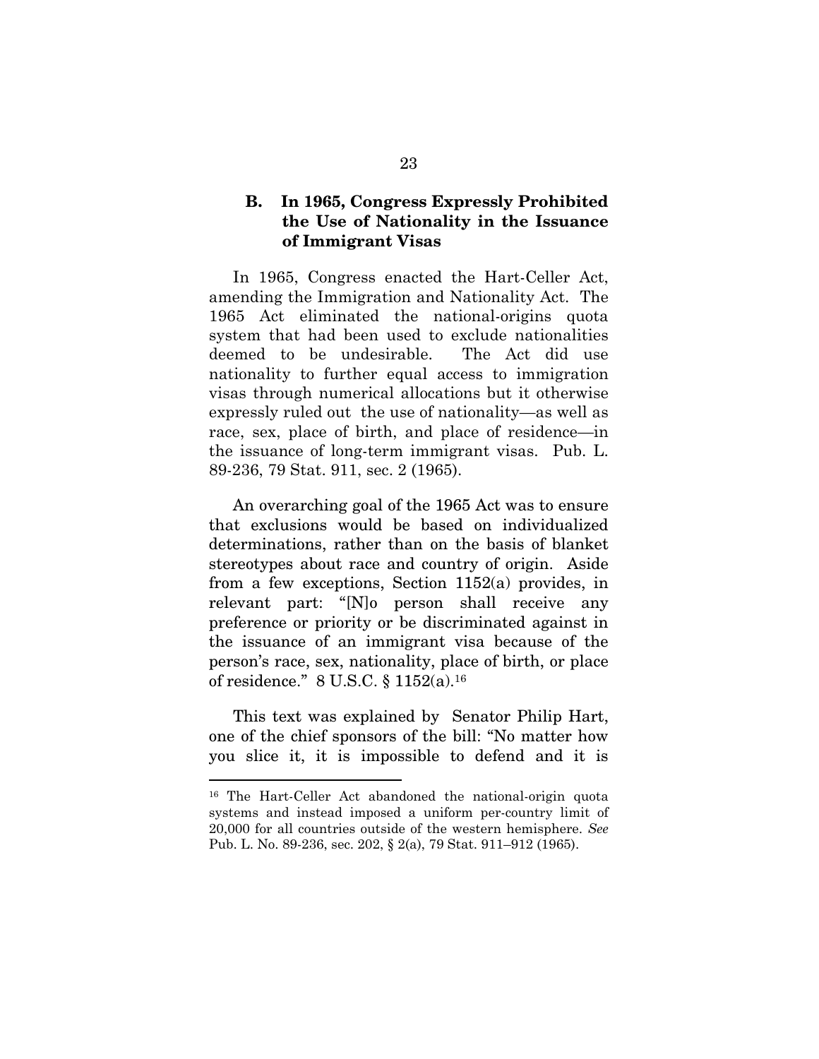### B. In 1965, Congress Expressly Prohibited the Use of Nationality in the Issuance of Immigrant Visas

In 1965, Congress enacted the Hart-Celler Act, amending the Immigration and Nationality Act. The 1965 Act eliminated the national-origins quota system that had been used to exclude nationalities deemed to be undesirable. The Act did use nationality to further equal access to immigration visas through numerical allocations but it otherwise expressly ruled out the use of nationality—as well as race, sex, place of birth, and place of residence—in the issuance of long-term immigrant visas. Pub. L. 89-236, 79 Stat. 911, sec. 2 (1965).

An overarching goal of the 1965 Act was to ensure that exclusions would be based on individualized determinations, rather than on the basis of blanket stereotypes about race and country of origin. Aside from a few exceptions, Section 1152(a) provides, in relevant part: "[N]o person shall receive any preference or priority or be discriminated against in the issuance of an immigrant visa because of the person's race, sex, nationality, place of birth, or place of residence." 8 U.S.C. § 1152(a).[16]

This text was explained by Senator Philip Hart, one of the chief sponsors of the bill: "No matter how you slice it, it is impossible to defend and it is

---

[16] The Hart-Celler Act abandoned the national-origin quota systems and instead imposed a uniform per-country limit of 20,000 for all countries outside of the western hemisphere. *See* Pub. L. No. 89-236, sec. 202, § 2(a), 79 Stat. 911–912 (1965).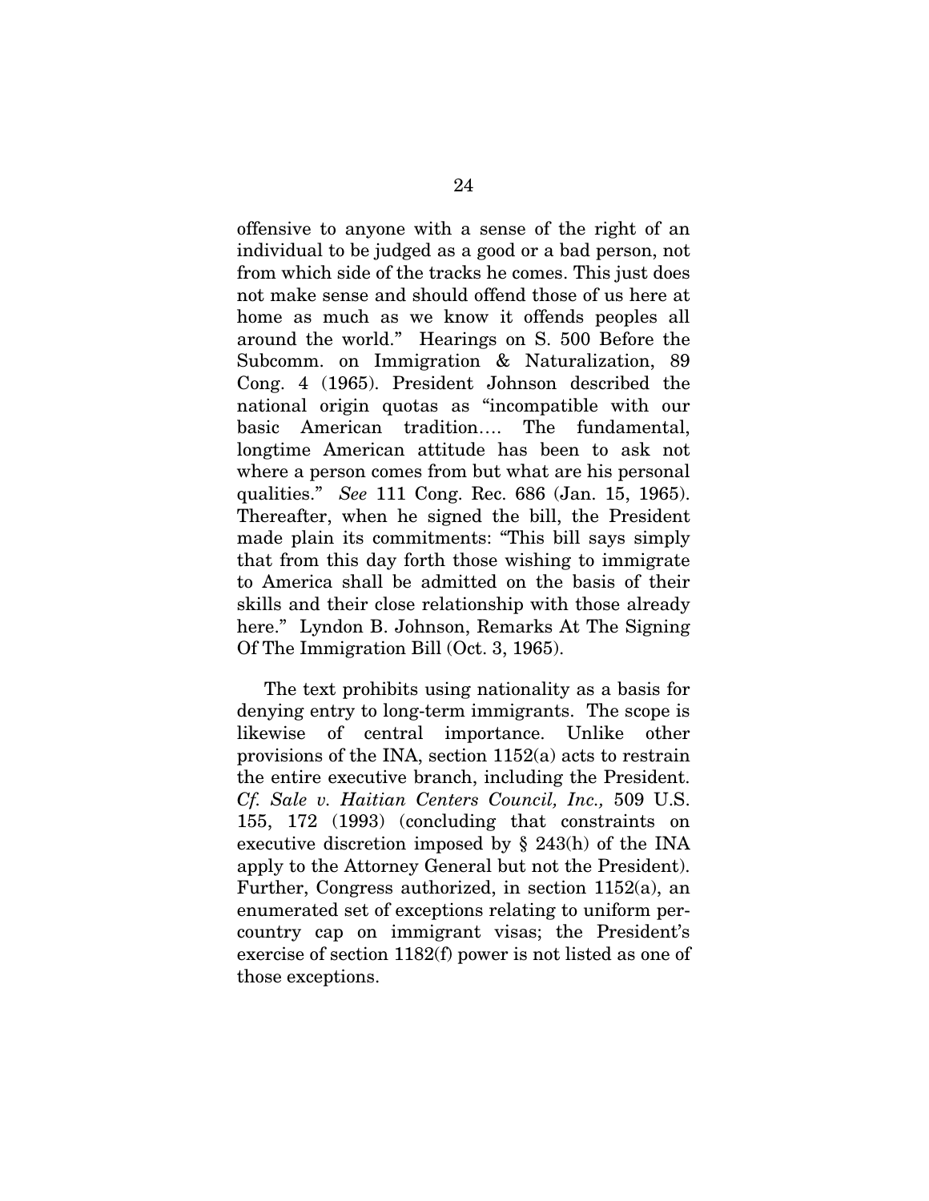offensive to anyone with a sense of the right of an individual to be judged as a good or a bad person, not from which side of the tracks he comes. This just does not make sense and should offend those of us here at home as much as we know it offends peoples all around the world." Hearings on S. 500 Before the Subcomm. on Immigration & Naturalization, 89 Cong. 4 (1965). President Johnson described the national origin quotas as "incompatible with our basic American tradition…. The fundamental, longtime American attitude has been to ask not where a person comes from but what are his personal qualities." *See* 111 Cong. Rec. 686 (Jan. 15, 1965). Thereafter, when he signed the bill, the President made plain its commitments: "This bill says simply that from this day forth those wishing to immigrate to America shall be admitted on the basis of their skills and their close relationship with those already here." Lyndon B. Johnson, Remarks At The Signing Of The Immigration Bill (Oct. 3, 1965).

The text prohibits using nationality as a basis for denying entry to long-term immigrants. The scope is likewise of central importance. Unlike other provisions of the INA, section 1152(a) acts to restrain the entire executive branch, including the President. *Cf. Sale v. Haitian Centers Council, Inc.,* 509 U.S. 155, 172 (1993) (concluding that constraints on executive discretion imposed by § 243(h) of the INA apply to the Attorney General but not the President). Further, Congress authorized, in section 1152(a), an enumerated set of exceptions relating to uniform per-country cap on immigrant visas; the President's exercise of section 1182(f) power is not listed as one of those exceptions.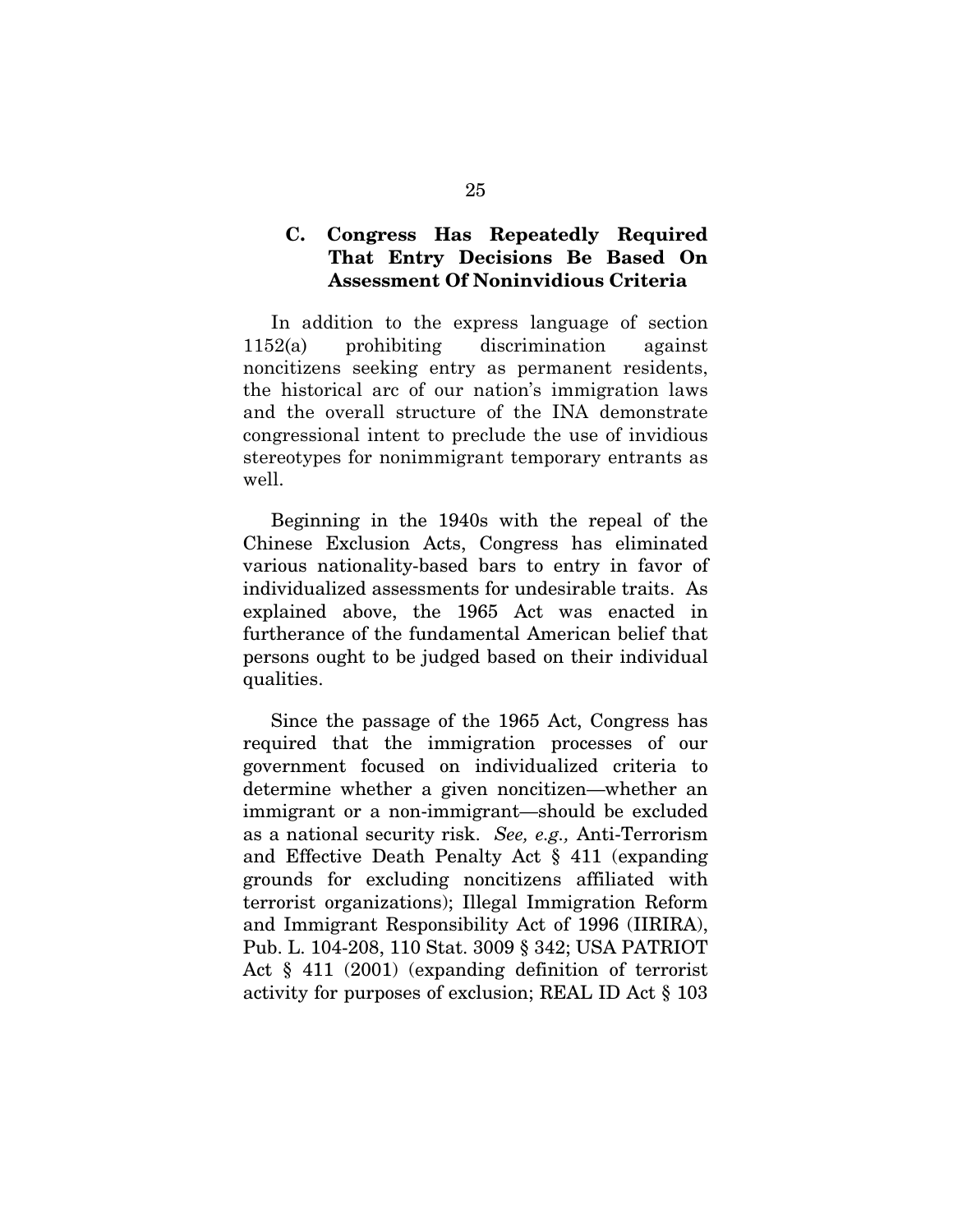### C. Congress Has Repeatedly Required That Entry Decisions Be Based On Assessment Of Noninvidious Criteria

In addition to the express language of section 1152(a) prohibiting discrimination against noncitizens seeking entry as permanent residents, the historical arc of our nation's immigration laws and the overall structure of the INA demonstrate congressional intent to preclude the use of invidious stereotypes for nonimmigrant temporary entrants as well.

Beginning in the 1940s with the repeal of the Chinese Exclusion Acts, Congress has eliminated various nationality-based bars to entry in favor of individualized assessments for undesirable traits. As explained above, the 1965 Act was enacted in furtherance of the fundamental American belief that persons ought to be judged based on their individual qualities.

Since the passage of the 1965 Act, Congress has required that the immigration processes of our government focused on individualized criteria to determine whether a given noncitizen—whether an immigrant or a non-immigrant—should be excluded as a national security risk. *See, e.g.,* Anti-Terrorism and Effective Death Penalty Act § 411 (expanding grounds for excluding noncitizens affiliated with terrorist organizations); Illegal Immigration Reform and Immigrant Responsibility Act of 1996 (IIRIRA), Pub. L. 104-208, 110 Stat. 3009 § 342; USA PATRIOT Act § 411 (2001) (expanding definition of terrorist activity for purposes of exclusion; REAL ID Act § 103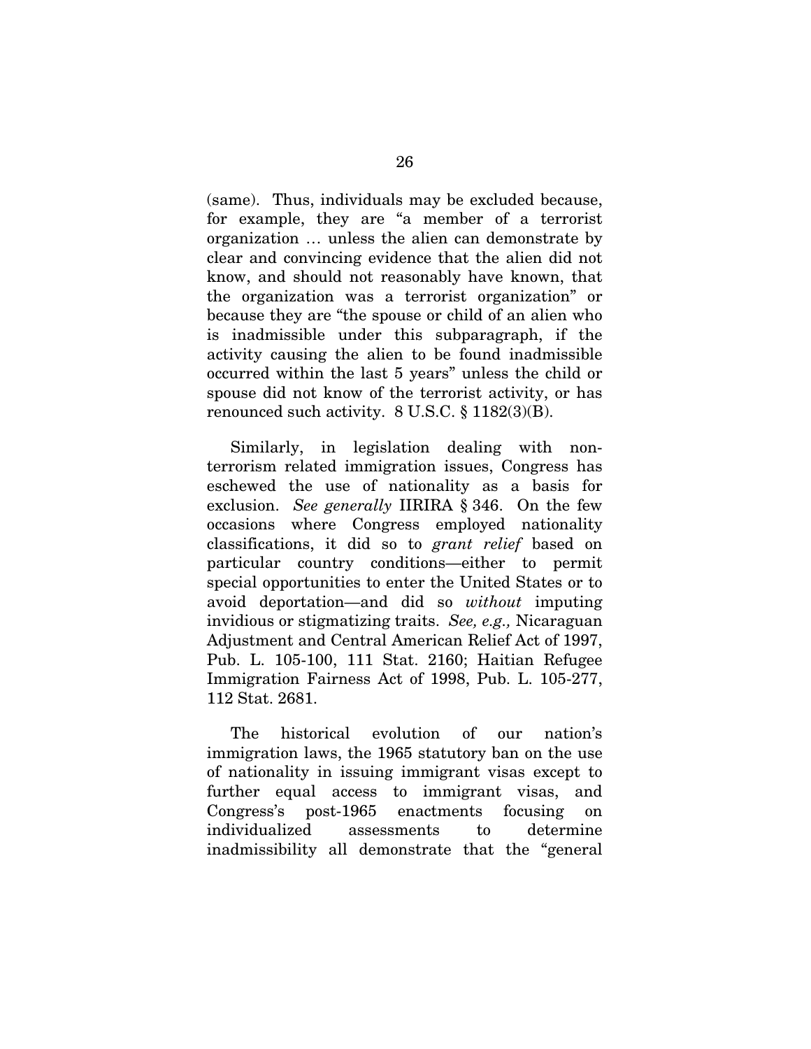(same). Thus, individuals may be excluded because, for example, they are "a member of a terrorist organization … unless the alien can demonstrate by clear and convincing evidence that the alien did not know, and should not reasonably have known, that the organization was a terrorist organization" or because they are "the spouse or child of an alien who is inadmissible under this subparagraph, if the activity causing the alien to be found inadmissible occurred within the last 5 years" unless the child or spouse did not know of the terrorist activity, or has renounced such activity. 8 U.S.C. § 1182(3)(B).

Similarly, in legislation dealing with non-terrorism related immigration issues, Congress has eschewed the use of nationality as a basis for exclusion. *See generally* IIRIRA § 346. On the few occasions where Congress employed nationality classifications, it did so to *grant relief* based on particular country conditions—either to permit special opportunities to enter the United States or to avoid deportation—and did so *without* imputing invidious or stigmatizing traits. *See, e.g.,* Nicaraguan Adjustment and Central American Relief Act of 1997, Pub. L. 105-100, 111 Stat. 2160; Haitian Refugee Immigration Fairness Act of 1998, Pub. L. 105-277, 112 Stat. 2681.

The historical evolution of our nation's immigration laws, the 1965 statutory ban on the use of nationality in issuing immigrant visas except to further equal access to immigrant visas, and Congress's post-1965 enactments focusing on individualized assessments to determine inadmissibility all demonstrate that the "general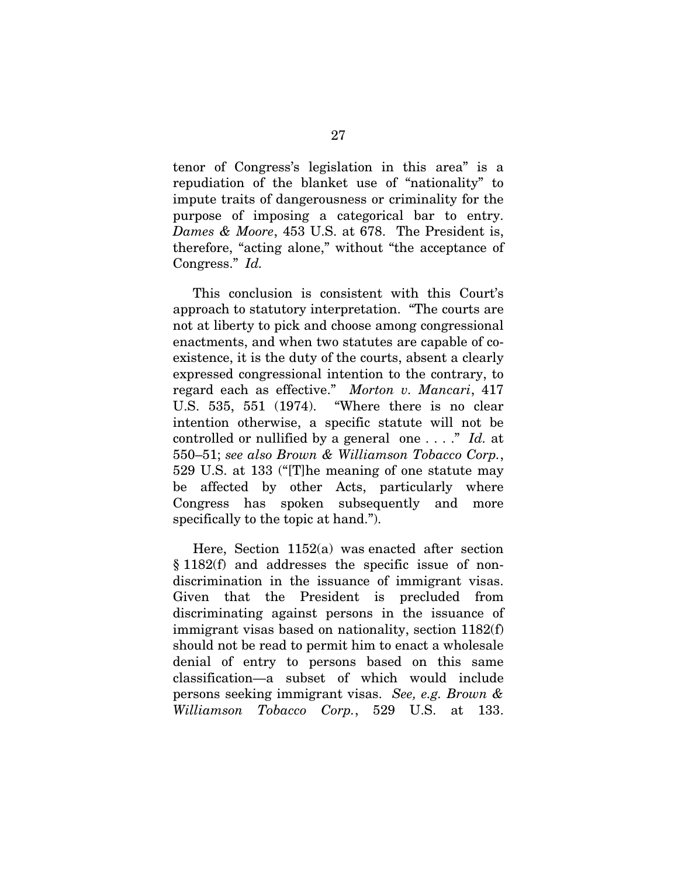tenor of Congress's legislation in this area" is a repudiation of the blanket use of "nationality" to impute traits of dangerousness or criminality for the purpose of imposing a categorical bar to entry. *Dames & Moore*, 453 U.S. at 678. The President is, therefore, "acting alone," without "the acceptance of Congress." *Id.*

This conclusion is consistent with this Court's approach to statutory interpretation. "The courts are not at liberty to pick and choose among congressional enactments, and when two statutes are capable of co-existence, it is the duty of the courts, absent a clearly expressed congressional intention to the contrary, to regard each as effective." *Morton v. Mancari*, 417 U.S. 535, 551 (1974). "Where there is no clear intention otherwise, a specific statute will not be controlled or nullified by a general one . . . ." *Id.* at 550–51; *see also Brown & Williamson Tobacco Corp.*, 529 U.S. at 133 ("[T]he meaning of one statute may be affected by other Acts, particularly where Congress has spoken subsequently and more specifically to the topic at hand.").

Here, Section 1152(a) was enacted after section § 1182(f) and addresses the specific issue of non-discrimination in the issuance of immigrant visas. Given that the President is precluded from discriminating against persons in the issuance of immigrant visas based on nationality, section 1182(f) should not be read to permit him to enact a wholesale denial of entry to persons based on this same classification—a subset of which would include persons seeking immigrant visas. *See, e.g. Brown & Williamson Tobacco Corp.*, 529 U.S. at 133.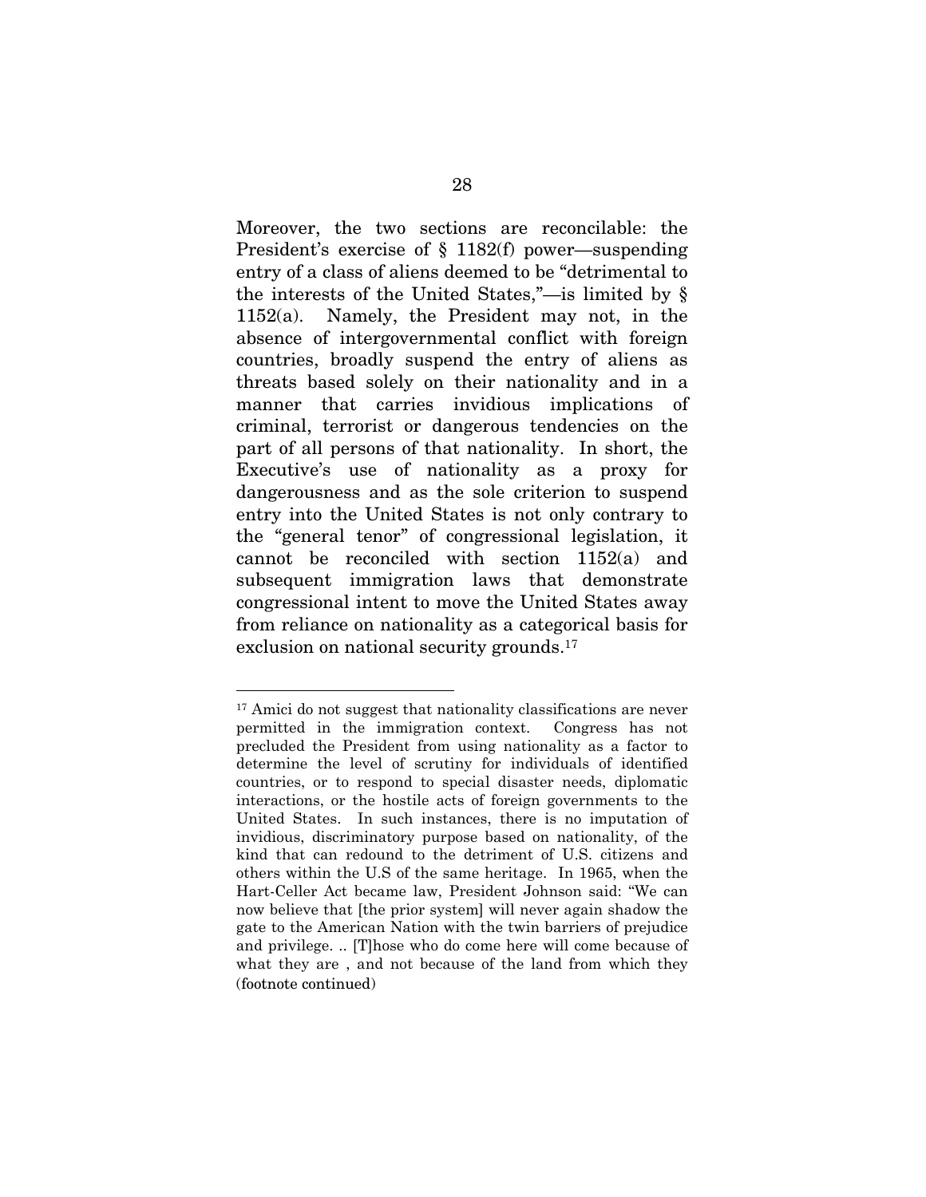Moreover, the two sections are reconcilable: the President's exercise of § 1182(f) power—suspending entry of a class of aliens deemed to be "detrimental to the interests of the United States,"—is limited by § 1152(a). Namely, the President may not, in the absence of intergovernmental conflict with foreign countries, broadly suspend the entry of aliens as threats based solely on their nationality and in a manner that carries invidious implications of criminal, terrorist or dangerous tendencies on the part of all persons of that nationality. In short, the Executive's use of nationality as a proxy for dangerousness and as the sole criterion to suspend entry into the United States is not only contrary to the "general tenor" of congressional legislation, it cannot be reconciled with section 1152(a) and subsequent immigration laws that demonstrate congressional intent to move the United States away from reliance on nationality as a categorical basis for exclusion on national security grounds.[17]

---

[17] Amici do not suggest that nationality classifications are never permitted in the immigration context. Congress has not precluded the President from using nationality as a factor to determine the level of scrutiny for individuals of identified countries, or to respond to special disaster needs, diplomatic interactions, or the hostile acts of foreign governments to the United States. In such instances, there is no imputation of invidious, discriminatory purpose based on nationality, of the kind that can redound to the detriment of U.S. citizens and others within the U.S of the same heritage. In 1965, when the Hart-Celler Act became law, President Johnson said: "We can now believe that [the prior system] will never again shadow the gate to the American Nation with the twin barriers of prejudice and privilege. .. [T]hose who do come here will come because of what they are , and not because of the land from which they (footnote continued)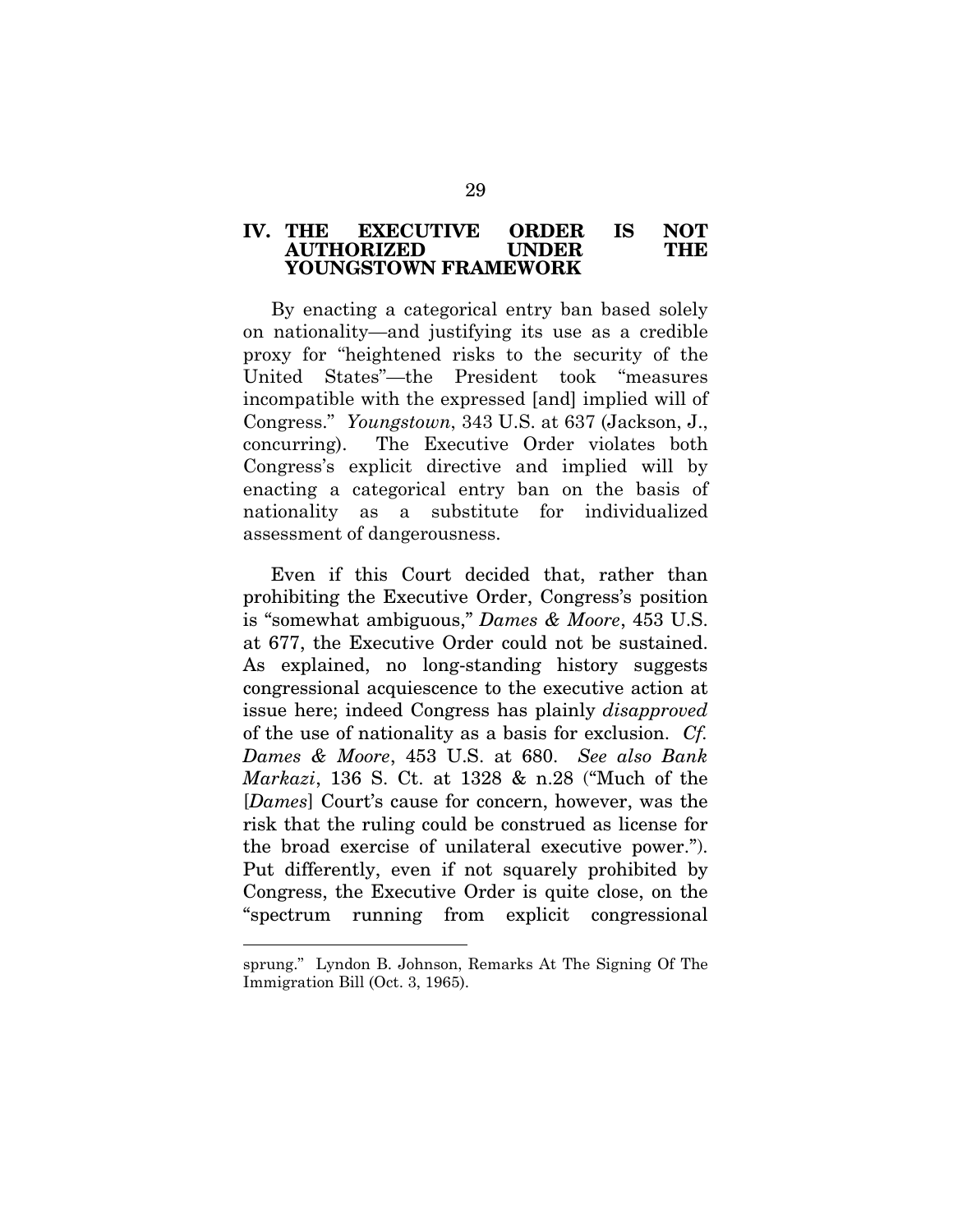## IV. THE EXECUTIVE ORDER IS NOT AUTHORIZED UNDER THE YOUNGSTOWN FRAMEWORK

By enacting a categorical entry ban based solely on nationality—and justifying its use as a credible proxy for "heightened risks to the security of the United States"—the President took "measures incompatible with the expressed [and] implied will of Congress." *Youngstown*, 343 U.S. at 637 (Jackson, J., concurring). The Executive Order violates both Congress's explicit directive and implied will by enacting a categorical entry ban on the basis of nationality as a substitute for individualized assessment of dangerousness.

Even if this Court decided that, rather than prohibiting the Executive Order, Congress's position is "somewhat ambiguous," *Dames & Moore*, 453 U.S. at 677, the Executive Order could not be sustained. As explained, no long-standing history suggests congressional acquiescence to the executive action at issue here; indeed Congress has plainly *disapproved* of the use of nationality as a basis for exclusion. *Cf. Dames & Moore*, 453 U.S. at 680. *See also Bank Markazi*, 136 S. Ct. at 1328 & n.28 ("Much of the [*Dames*] Court's cause for concern, however, was the risk that the ruling could be construed as license for the broad exercise of unilateral executive power."). Put differently, even if not squarely prohibited by Congress, the Executive Order is quite close, on the "spectrum running from explicit congressional

---

sprung." Lyndon B. Johnson, Remarks At The Signing Of The Immigration Bill (Oct. 3, 1965).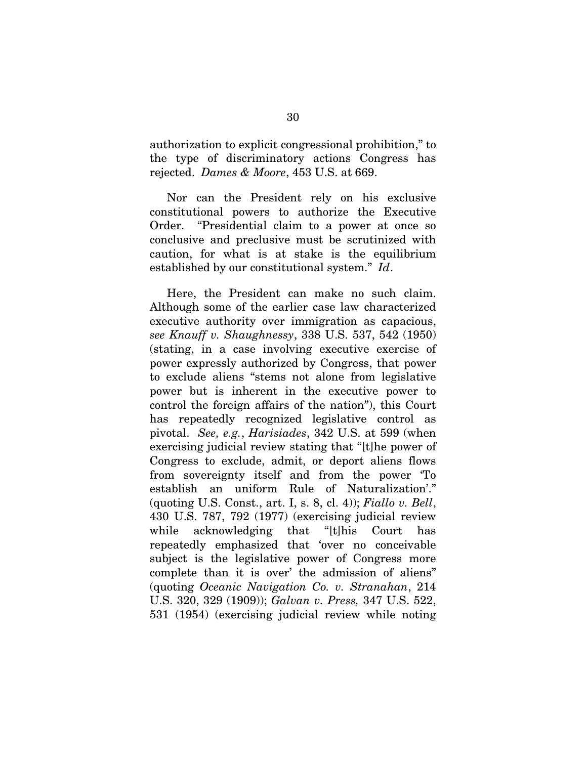authorization to explicit congressional prohibition," to the type of discriminatory actions Congress has rejected. *Dames & Moore*, 453 U.S. at 669.

Nor can the President rely on his exclusive constitutional powers to authorize the Executive Order. "Presidential claim to a power at once so conclusive and preclusive must be scrutinized with caution, for what is at stake is the equilibrium established by our constitutional system." *Id*.

Here, the President can make no such claim. Although some of the earlier case law characterized executive authority over immigration as capacious, *see Knauff v. Shaughnessy*, 338 U.S. 537, 542 (1950) (stating, in a case involving executive exercise of power expressly authorized by Congress, that power to exclude aliens "stems not alone from legislative power but is inherent in the executive power to control the foreign affairs of the nation"), this Court has repeatedly recognized legislative control as pivotal. *See, e.g.*, *Harisiades*, 342 U.S. at 599 (when exercising judicial review stating that "[t]he power of Congress to exclude, admit, or deport aliens flows from sovereignty itself and from the power 'To establish an uniform Rule of Naturalization'." (quoting U.S. Const., art. I, s. 8, cl. 4)); *Fiallo v. Bell*, 430 U.S. 787, 792 (1977) (exercising judicial review while acknowledging that "[t]his Court has repeatedly emphasized that 'over no conceivable subject is the legislative power of Congress more complete than it is over' the admission of aliens" (quoting *Oceanic Navigation Co. v. Stranahan*, 214 U.S. 320, 329 (1909)); *Galvan v. Press,* 347 U.S. 522, 531 (1954) (exercising judicial review while noting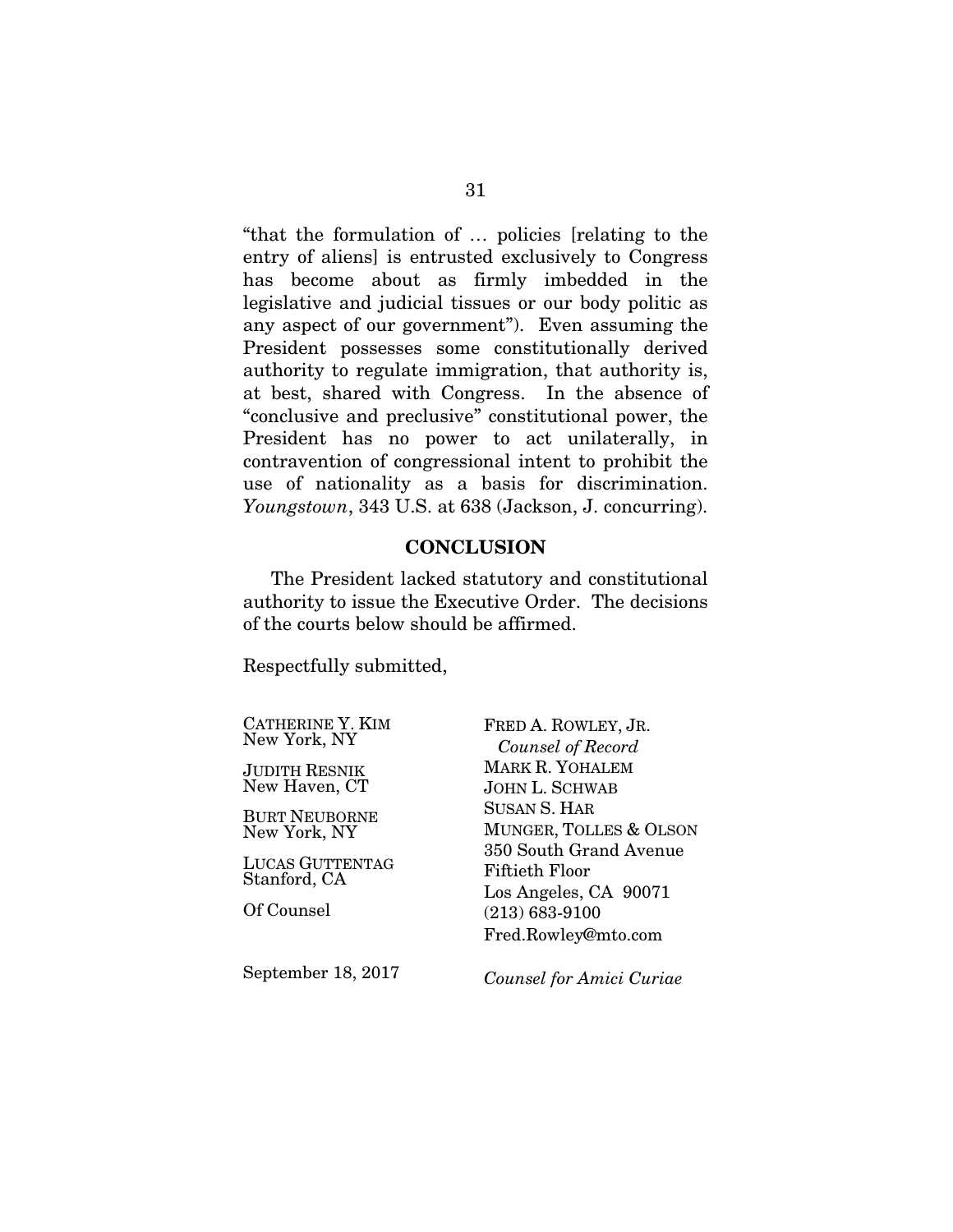"that the formulation of … policies [relating to the entry of aliens] is entrusted exclusively to Congress has become about as firmly imbedded in the legislative and judicial tissues or our body politic as any aspect of our government"). Even assuming the President possesses some constitutionally derived authority to regulate immigration, that authority is, at best, shared with Congress. In the absence of "conclusive and preclusive" constitutional power, the President has no power to act unilaterally, in contravention of congressional intent to prohibit the use of nationality as a basis for discrimination. *Youngstown*, 343 U.S. at 638 (Jackson, J. concurring).

## CONCLUSION

The President lacked statutory and constitutional authority to issue the Executive Order. The decisions of the courts below should be affirmed.

Respectfully submitted,

CATHERINE Y. KIM
New York, NY

JUDITH RESNIK
New Haven, CT

BURT NEUBORNE
New York, NY

LUCAS GUTTENTAG
Stanford, CA

Of Counsel

FRED A. ROWLEY, JR.
*Counsel of Record*
MARK R. YOHALEM
JOHN L. SCHWAB
SUSAN S. HAR
MUNGER, TOLLES & OLSON
350 South Grand Avenue
Fiftieth Floor
Los Angeles, CA 90071
(213) 683-9100
Fred.Rowley@mto.com

*Counsel for Amici Curiae*

September 18, 2017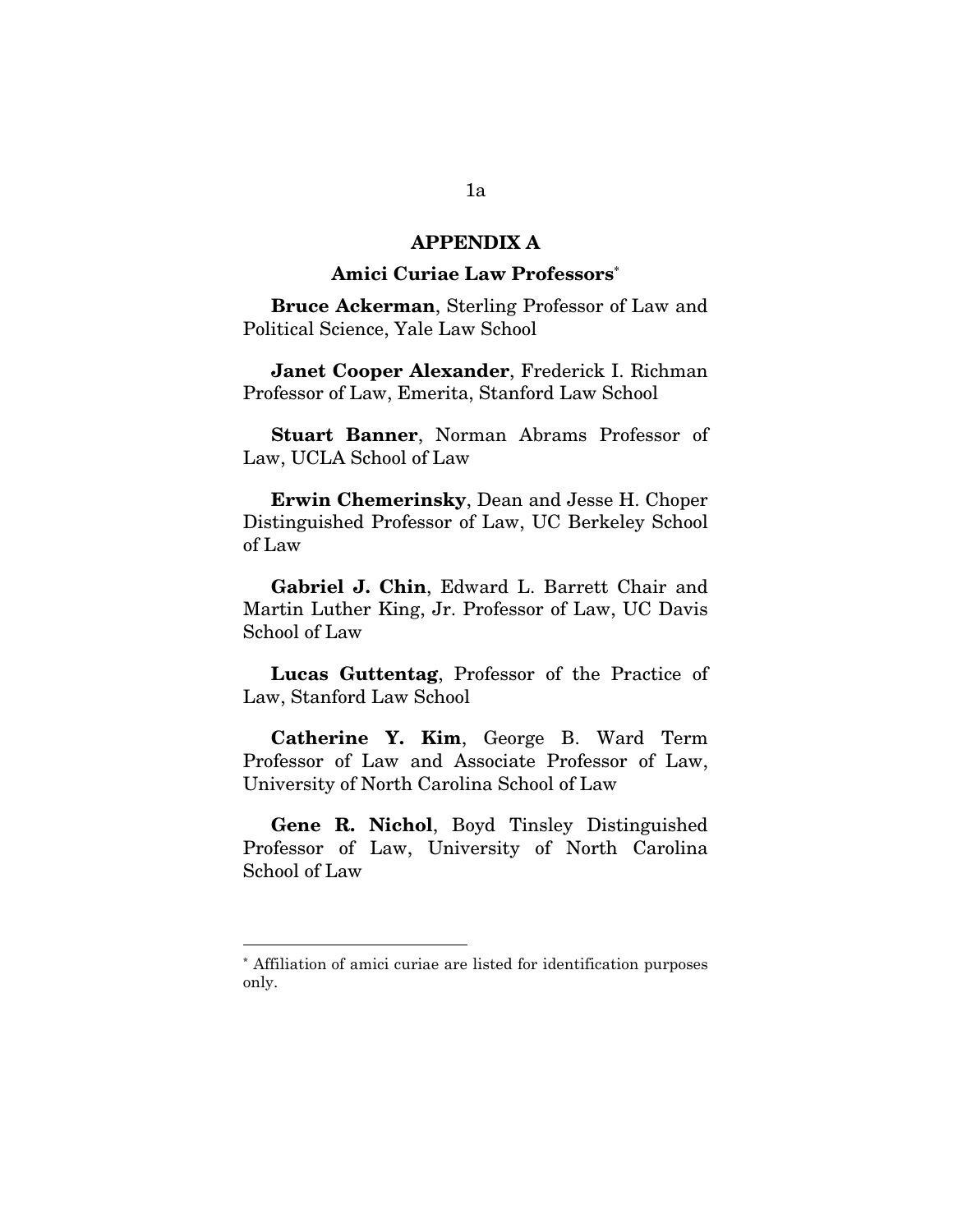## APPENDIX A

### Amici Curiae Law Professors[*]

**Bruce Ackerman**, Sterling Professor of Law and Political Science, Yale Law School

**Janet Cooper Alexander**, Frederick I. Richman Professor of Law, Emerita, Stanford Law School

**Stuart Banner**, Norman Abrams Professor of Law, UCLA School of Law

**Erwin Chemerinsky**, Dean and Jesse H. Choper Distinguished Professor of Law, UC Berkeley School of Law

**Gabriel J. Chin**, Edward L. Barrett Chair and Martin Luther King, Jr. Professor of Law, UC Davis School of Law

**Lucas Guttentag**, Professor of the Practice of Law, Stanford Law School

**Catherine Y. Kim**, George B. Ward Term Professor of Law and Associate Professor of Law, University of North Carolina School of Law

**Gene R. Nichol**, Boyd Tinsley Distinguished Professor of Law, University of North Carolina School of Law

---

[*] Affiliation of amici curiae are listed for identification purposes only.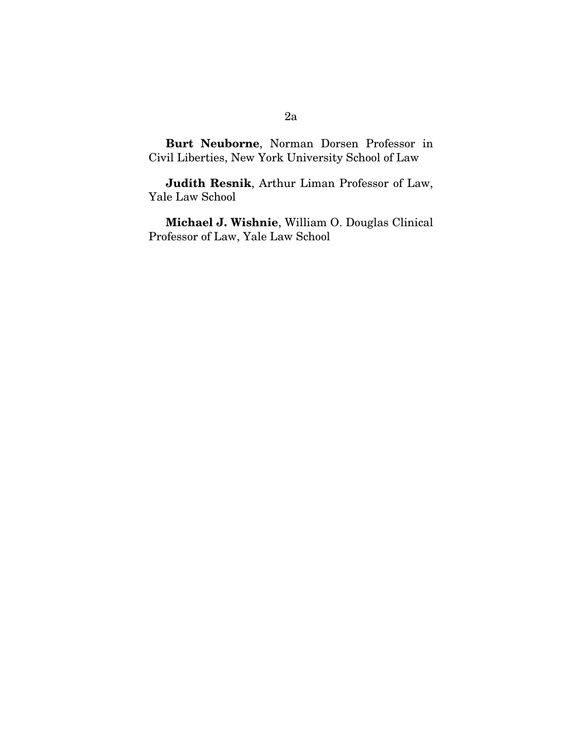**Burt Neuborne**, Norman Dorsen Professor in Civil Liberties, New York University School of Law

**Judith Resnik**, Arthur Liman Professor of Law, Yale Law School

**Michael J. Wishnie**, William O. Douglas Clinical Professor of Law, Yale Law School